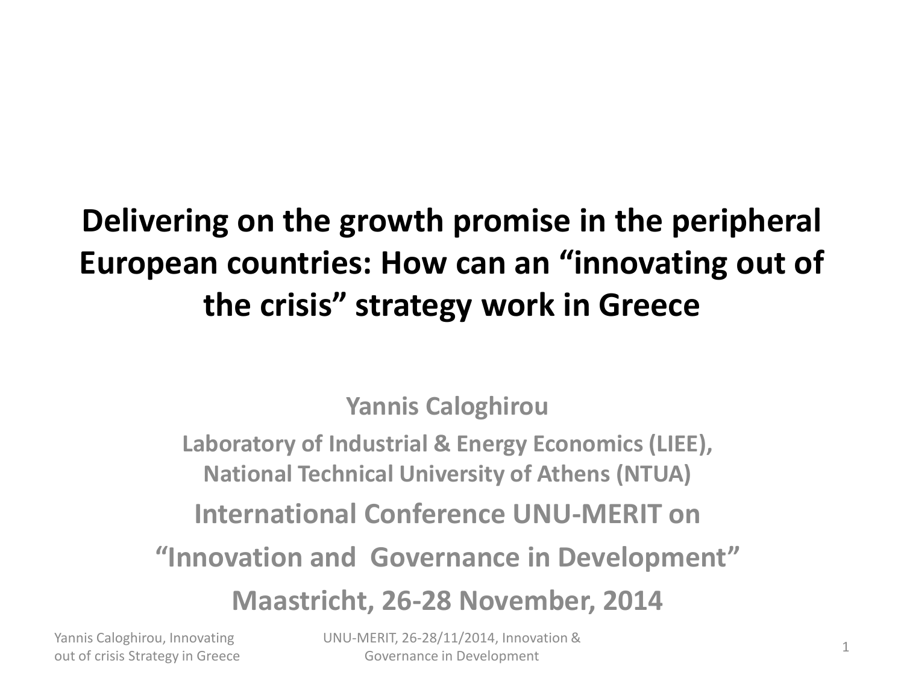# Delivering on the growth promise in the peripheral European countries: How can an "innovating out of the crisis" strategy work in Greece

**Yannis Caloghirou**

**Laboratory of Industrial & Energy Economics (LIEE), National Technical University of Athens (NTUA)**

**International Conference UNU-MERIT on**

**"Innovation and Governance in Development"**

**Maastricht, 26-28 November, 2014**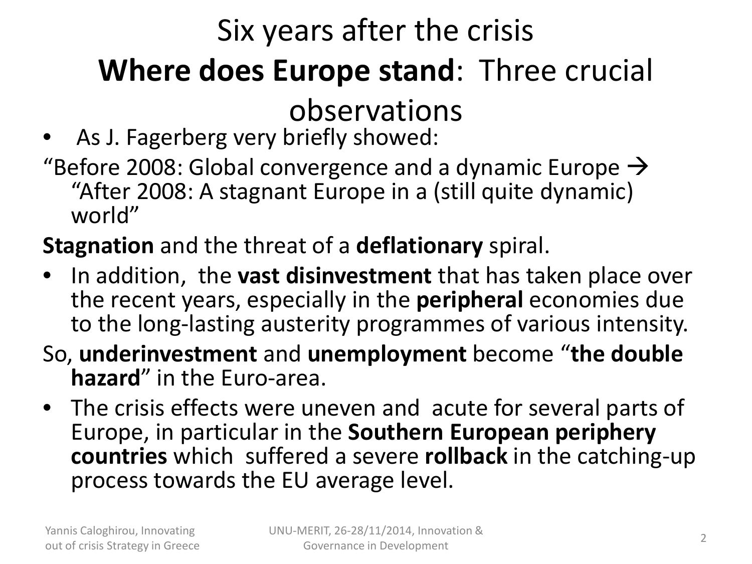# Six years after the crisis

## **Where does Europe stand**: Three crucial observations

- As J. Fagerberg very briefly showed:

"Before 2008: Global convergence and a dynamic Europe → "After 2008: A stagnant Europe in a (still quite dynamic) world"

**Stagnation** and the threat of a **deflationary** spiral.

- In addition, the **vast disinvestment** that has taken place over the recent years, especially in the **peripheral** economies due to the long-lasting austerity programmes of various intensity.

So, **underinvestment** and **unemployment** become "**the double hazard**" in the Euro-area.

- The crisis effects were uneven and acute for several parts of Europe, in particular in the **Southern European periphery countries** which suffered a severe **rollback** in the catching-up process towards the EU average level.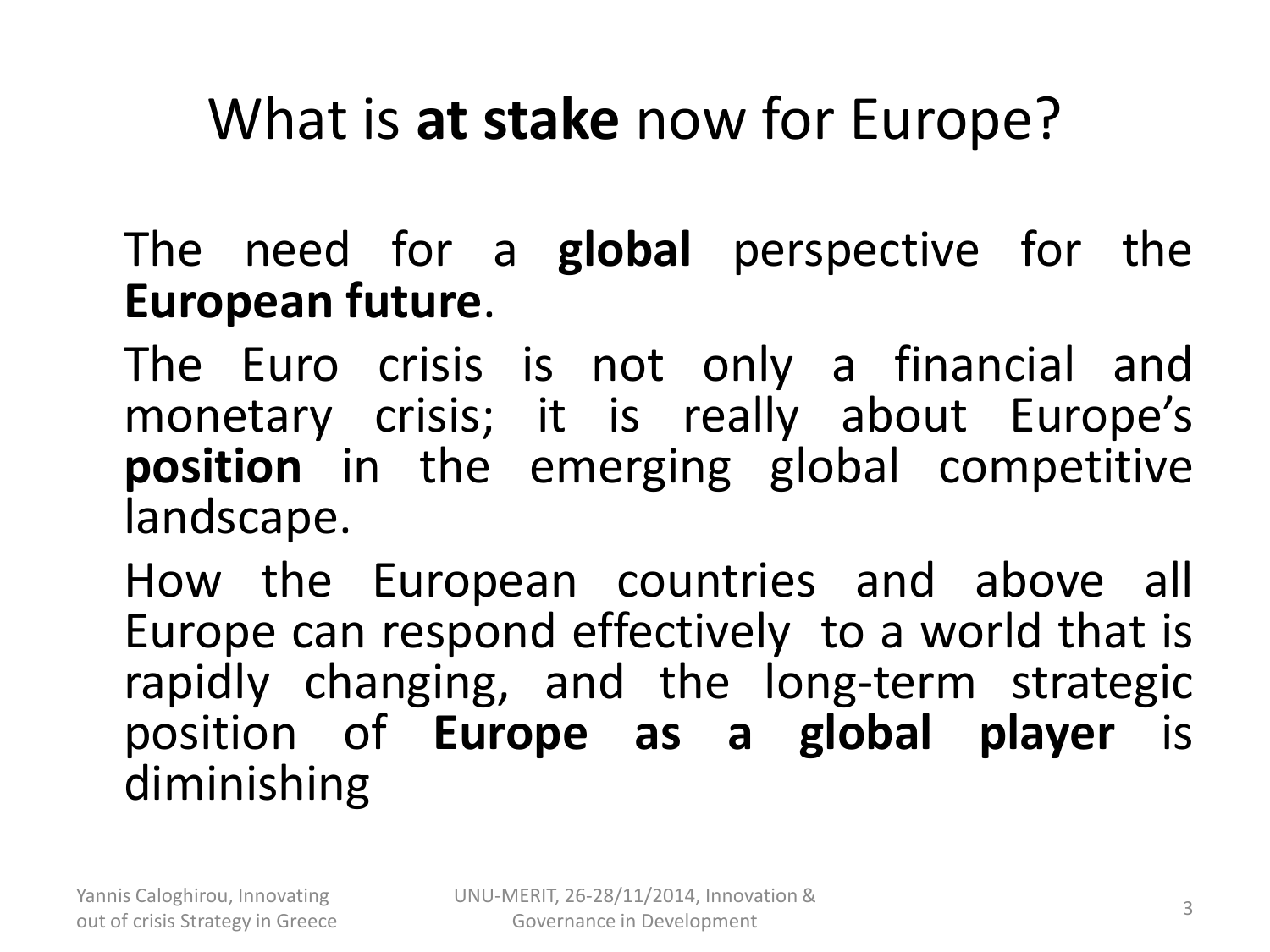# What is **at stake** now for Europe?

The need for a **global** perspective for the **European future**.

The Euro crisis is not only a financial and monetary crisis; it is really about Europe's **position** in the emerging global competitive landscape.

How the European countries and above all Europe can respond effectively to a world that is rapidly changing, and the long-term strategic position of **Europe as a global player** is diminishing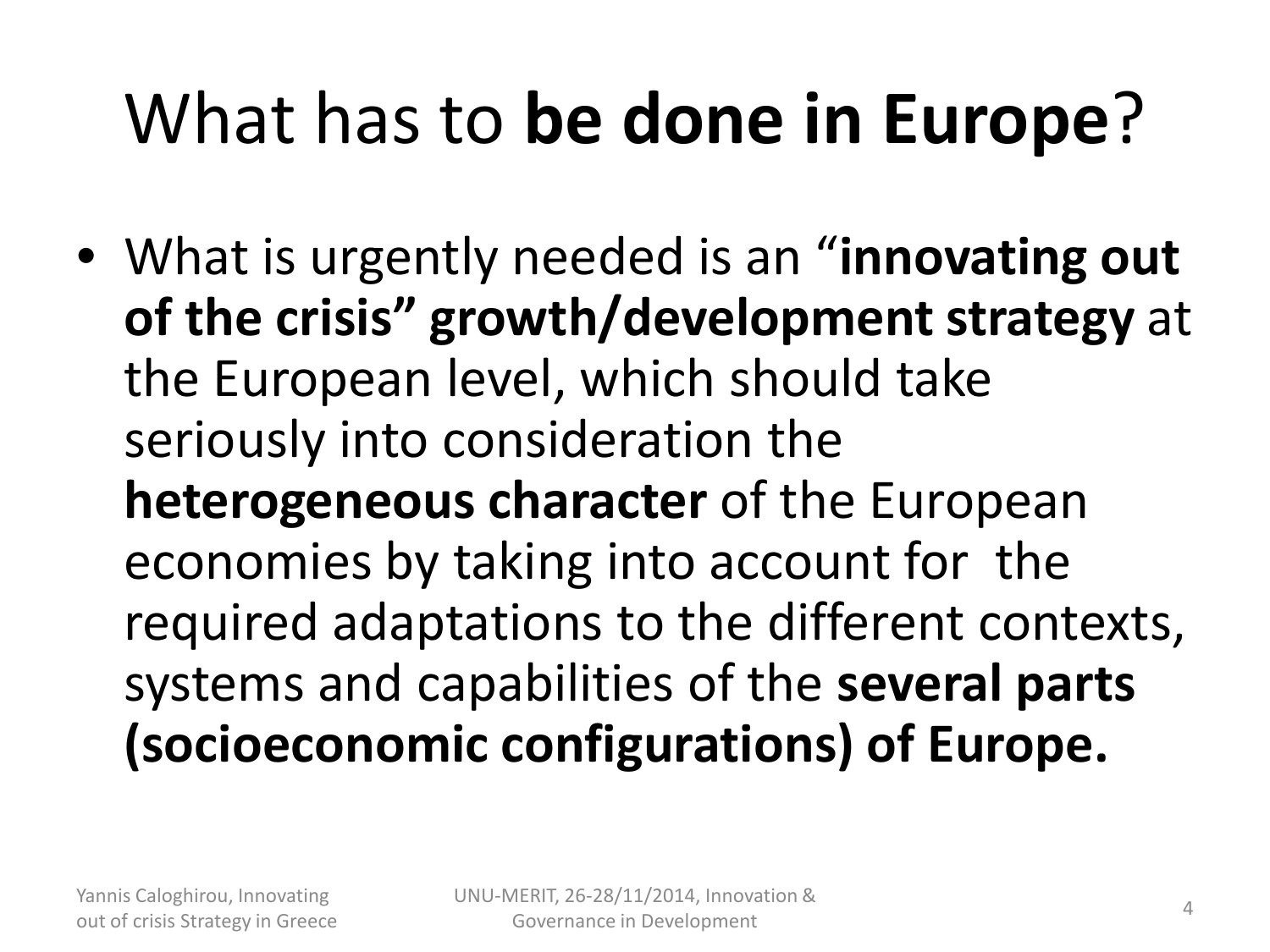# What has to **be done in Europe**?

- What is urgently needed is an "**innovating out of the crisis" growth/development strategy** at the European level, which should take seriously into consideration the **heterogeneous character** of the European economies by taking into account for the required adaptations to the different contexts, systems and capabilities of the **several parts (socioeconomic configurations) of Europe.**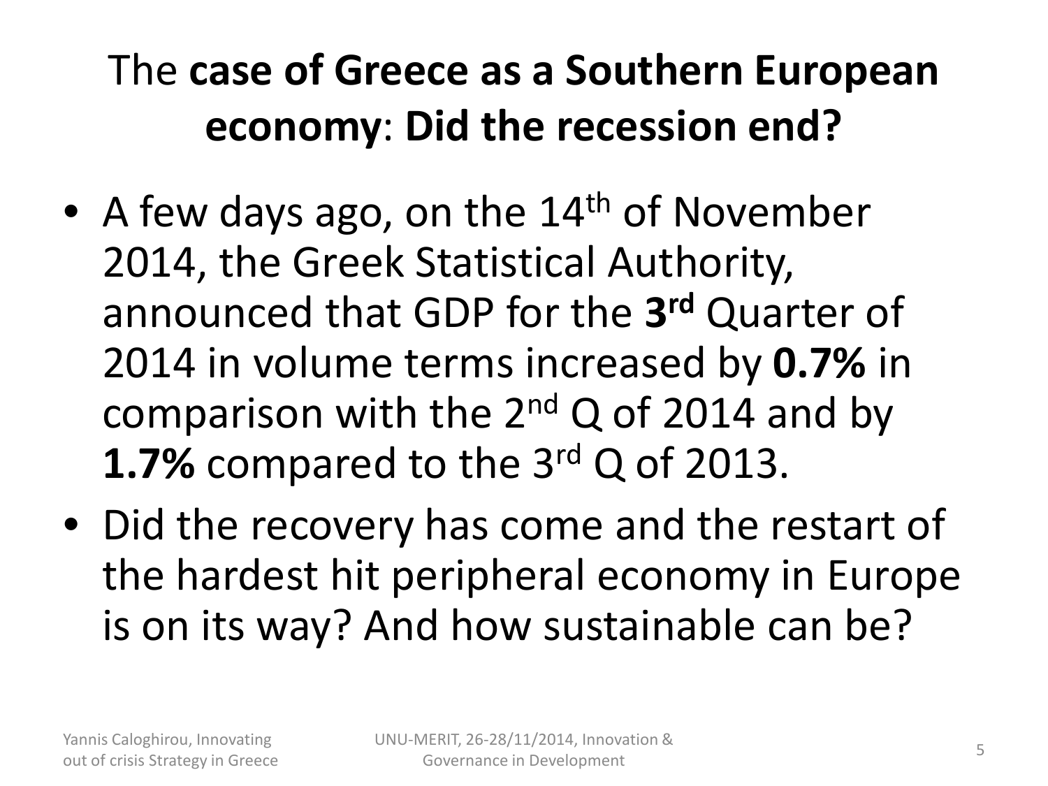# The **case of Greece as a Southern European economy**: **Did the recession end?**

- A few days ago, on the 14th of November 2014, the Greek Statistical Authority, announced that GDP for the **3rd** Quarter of 2014 in volume terms increased by **0.7%** in comparison with the 2nd Q of 2014 and by **1.7%** compared to the 3rd Q of 2013.
- Did the recovery has come and the restart of the hardest hit peripheral economy in Europe is on its way? And how sustainable can be?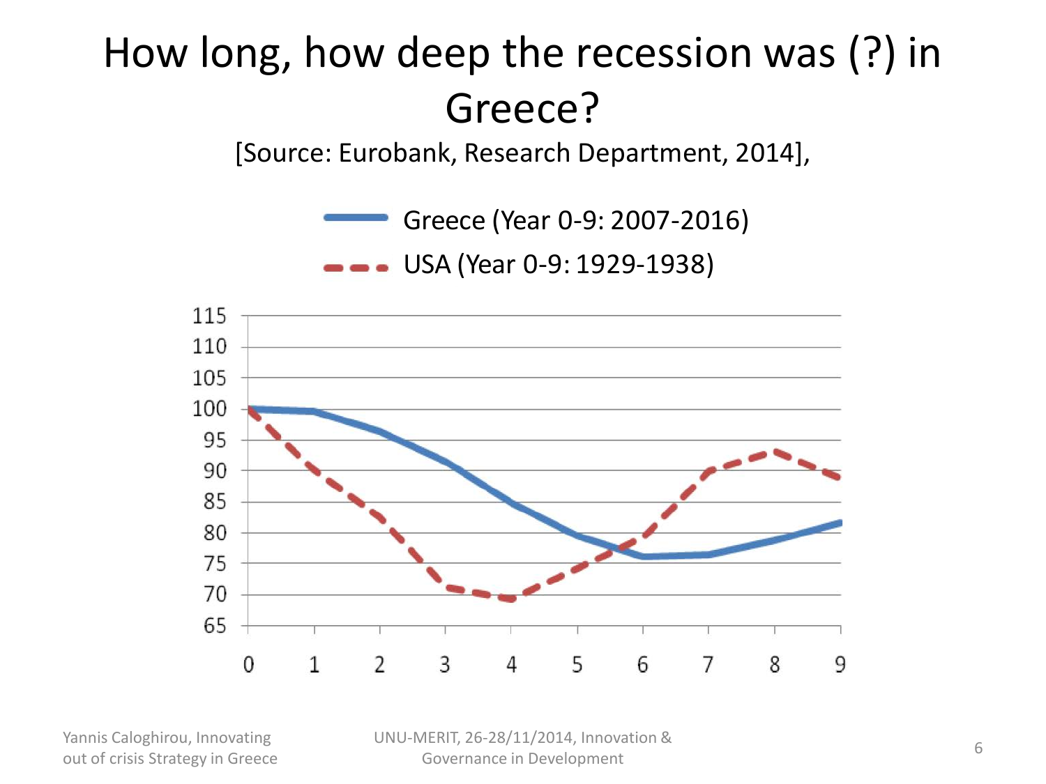# How long, how deep the recession was (?) in Greece?

[Source: Eurobank, Research Department, 2014],

Greece (Year 0-9: 2007-2016)

USA (Year 0-9: 1929-1938)

115
110
105
100
95
90
85
80
75
70
65

0 1 2 3 4 5 6 7 8 9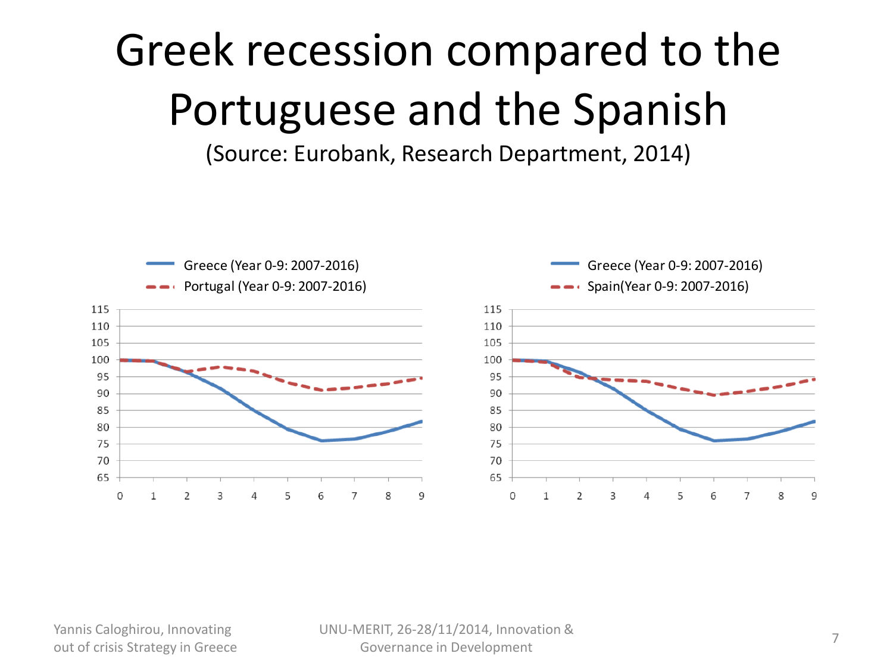# Greek recession compared to the Portuguese and the Spanish

(Source: Eurobank, Research Department, 2014)

Greece (Year 0-9: 2007-2016)
Portugal (Year 0-9: 2007-2016)

Greece (Year 0-9: 2007-2016)
Spain(Year 0-9: 2007-2016)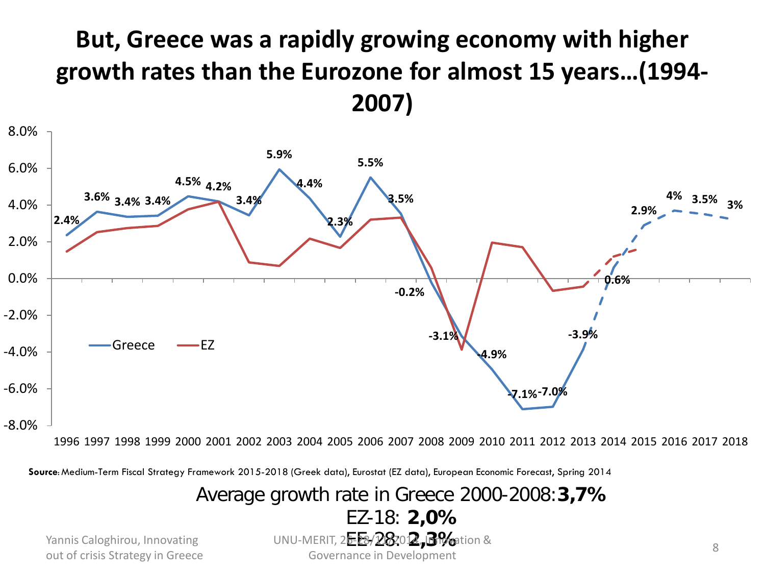# But, Greece was a rapidly growing economy with higher growth rates than the Eurozone for almost 15 years…(1994-2007)

**Source**: Medium-Term Fiscal Strategy Framework 2015-2018 (Greek data), Eurostat (EZ data), European Economic Forecast, Spring 2014

Average growth rate in Greece 2000-2008: **3,7%**

EZ-18: **2,0%**

EE-28: **2,3%**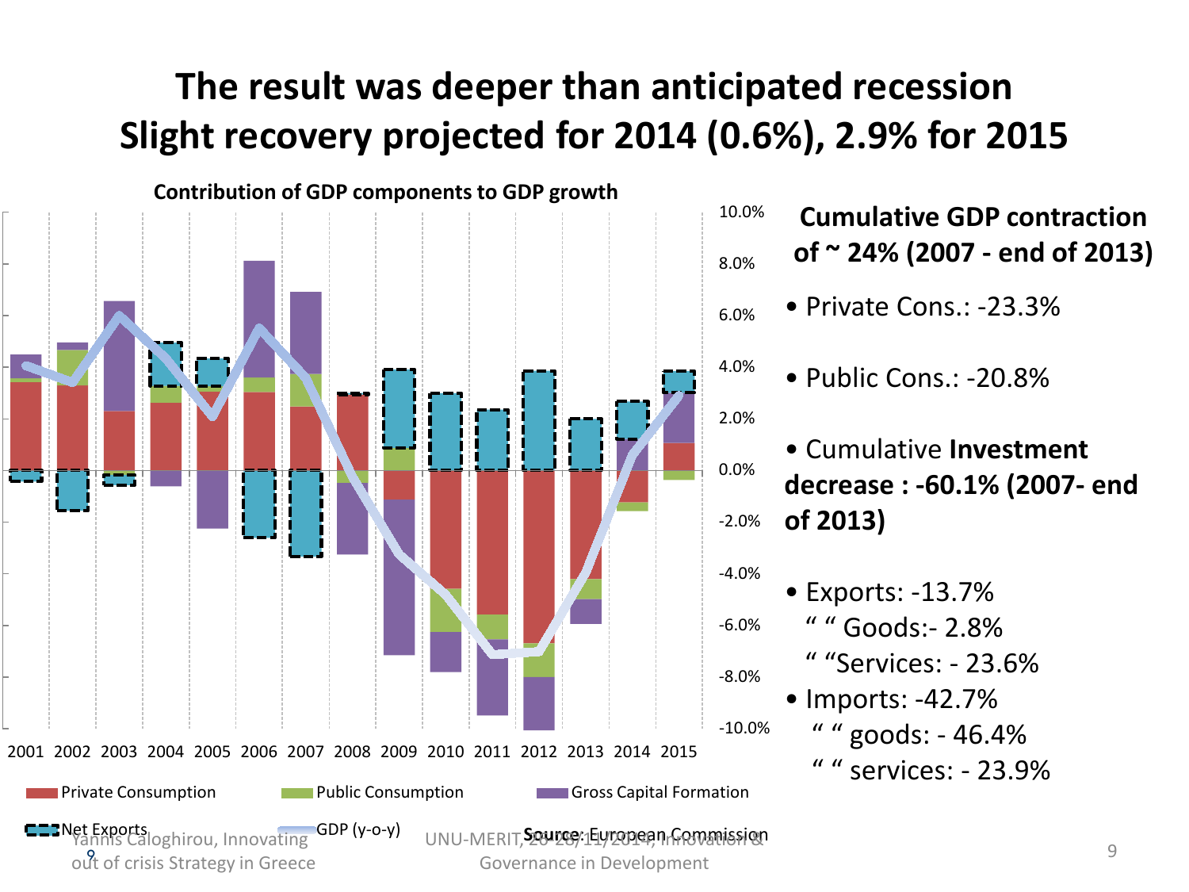# The result was deeper than anticipated recession Slight recovery projected for 2014 (0.6%), 2.9% for 2015

**Contribution of GDP components to GDP growth**

Private Consumption | Public Consumption | Gross Capital Formation | Net Exports | GDP (y-o-y)

**Source:** European Commission

**Cumulative GDP contraction of ~ 24% (2007 - end of 2013)**

- Private Cons.: -23.3%
- Public Cons.: -20.8%
- Cumulative **Investment decrease : -60.1% (2007- end of 2013)**
- Exports: -13.7%
  - " " Goods:- 2.8%
  - " "Services: - 23.6%
- Imports: -42.7%
  - " " goods: - 46.4%
  - " " services: - 23.9%

Yannis Caloghirou, Innovating out of crisis Strategy in Greece

UNU-MERIT, 20-28/11/2014, Innovation & Governance in Development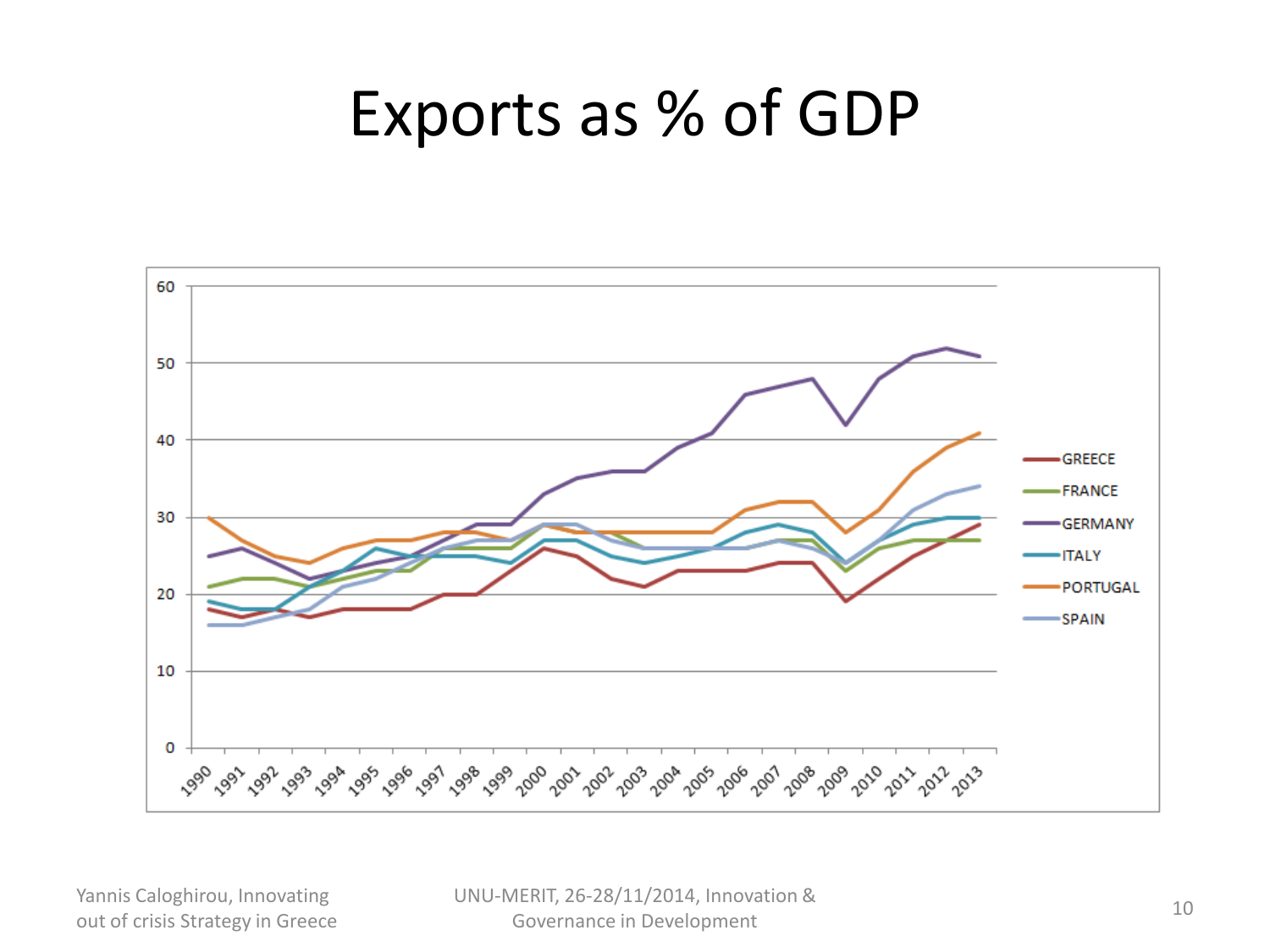# Exports as % of GDP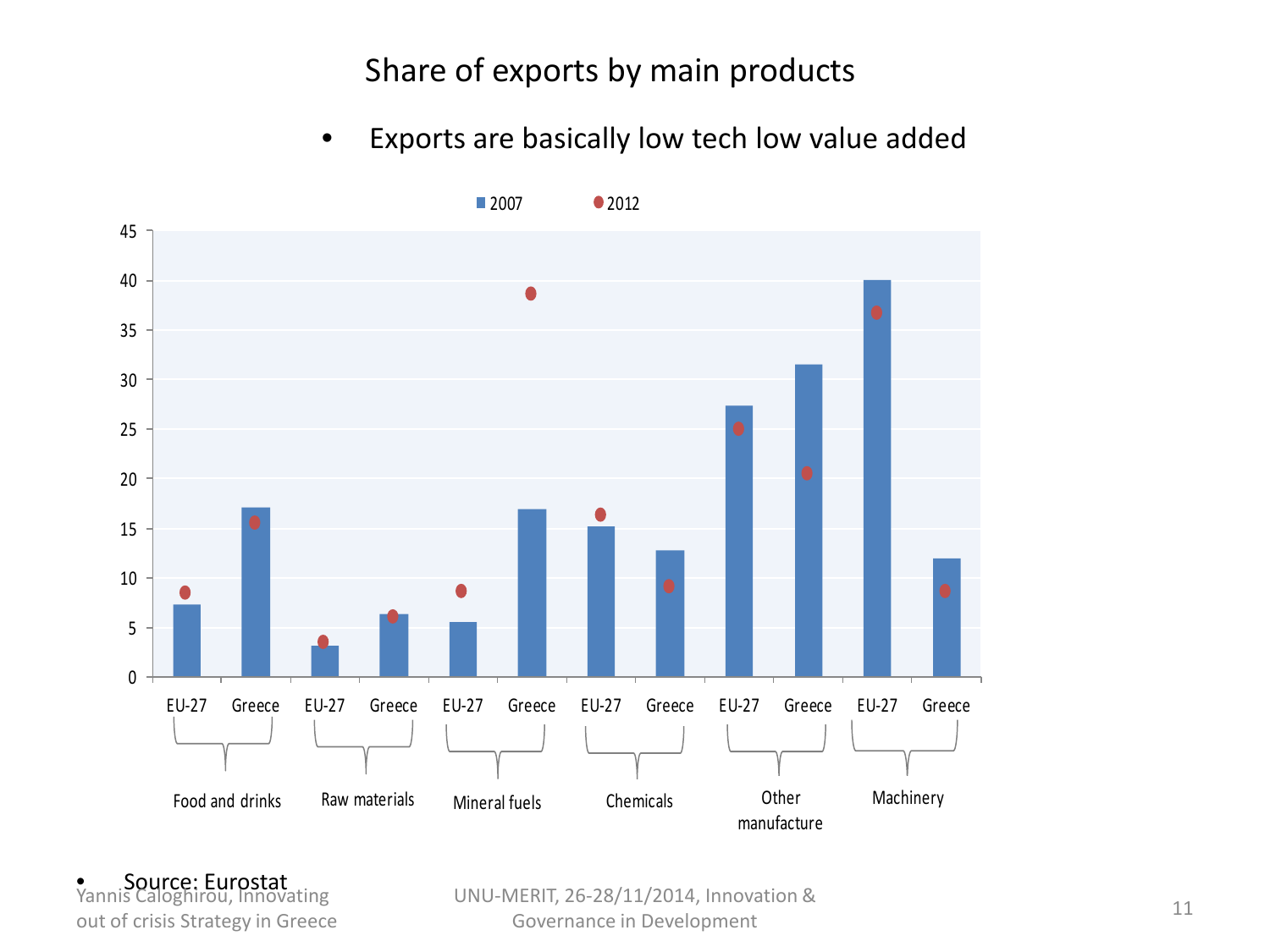# Share of exports by main products

- Exports are basically low tech low value added

| Product | Country | 2007 | 2012 |
|---|---|---|---|
| Food and drinks | EU-27 | 7.3 | 8.5 |
| Food and drinks | Greece | 17.1 | 15.6 |
| Raw materials | EU-27 | 3.1 | 3.6 |
| Raw materials | Greece | 6.3 | 6.1 |
| Mineral fuels | EU-27 | 5.5 | 8.7 |
| Mineral fuels | Greece | 16.9 | 38.7 |
| Chemicals | EU-27 | 15.2 | 16.4 |
| Chemicals | Greece | 12.7 | 9.2 |
| Other manufacture | EU-27 | 27.3 | 25.0 |
| Other manufacture | Greece | 31.5 | 20.6 |
| Machinery | EU-27 | 40.0 | 36.7 |
| Machinery | Greece | 11.9 | 8.7 |

- Source: Eurostat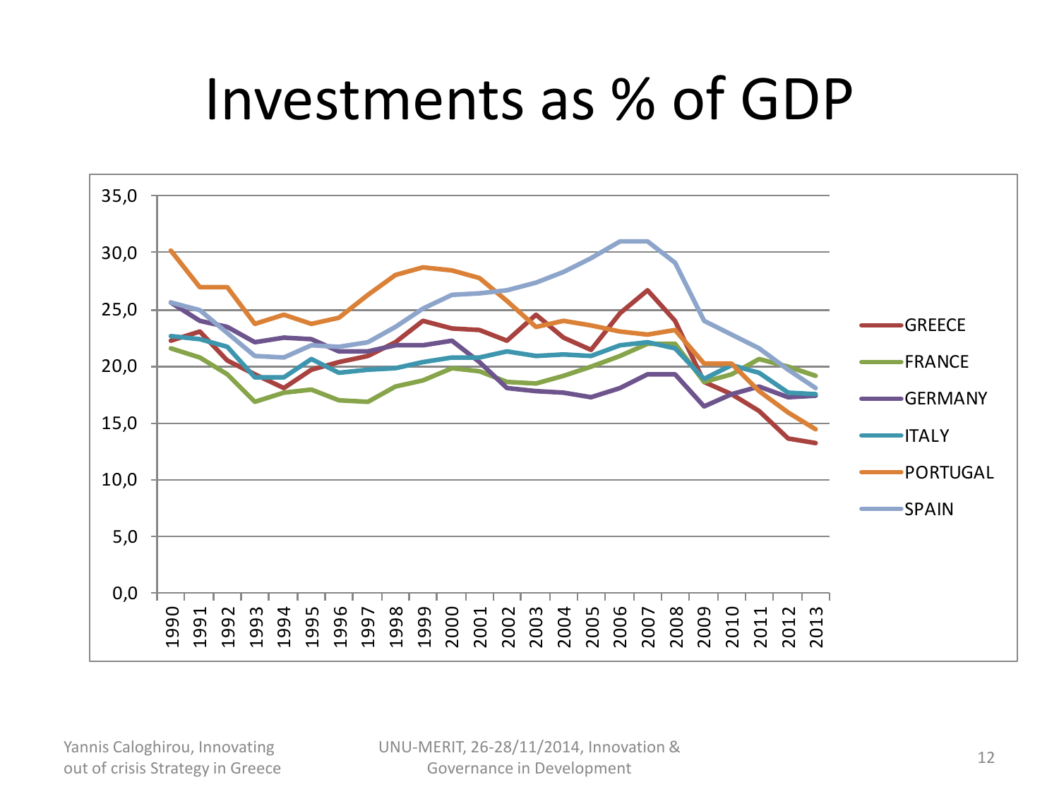# Investments as % of GDP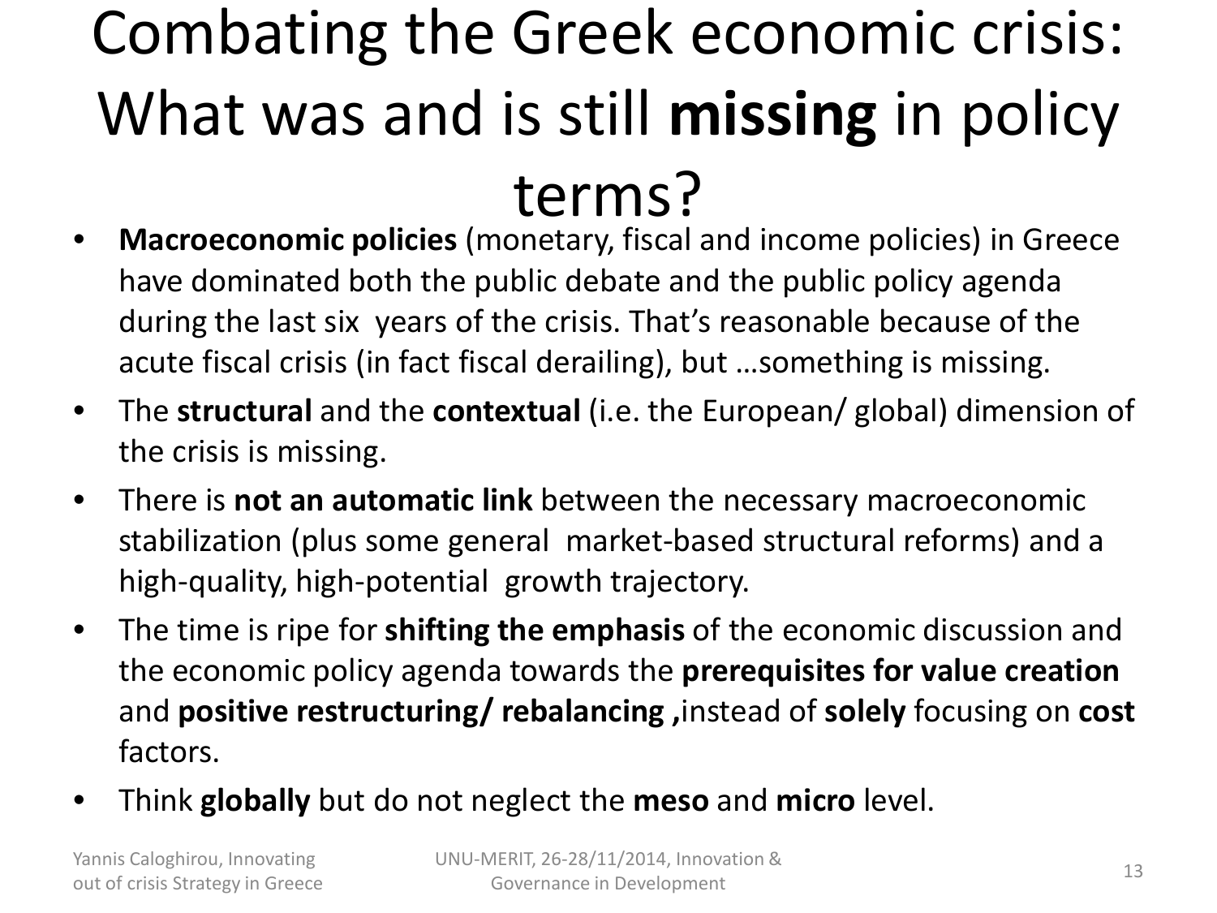# Combating the Greek economic crisis: What was and is still **missing** in policy terms?

- **Macroeconomic policies** (monetary, fiscal and income policies) in Greece have dominated both the public debate and the public policy agenda during the last six years of the crisis. That's reasonable because of the acute fiscal crisis (in fact fiscal derailing), but …something is missing.
- The **structural** and the **contextual** (i.e. the European/ global) dimension of the crisis is missing.
- There is **not an automatic link** between the necessary macroeconomic stabilization (plus some general market-based structural reforms) and a high-quality, high-potential growth trajectory.
- The time is ripe for **shifting the emphasis** of the economic discussion and the economic policy agenda towards the **prerequisites for value creation** and **positive restructuring/ rebalancing ,**instead of **solely** focusing on **cost** factors.
- Think **globally** but do not neglect the **meso** and **micro** level.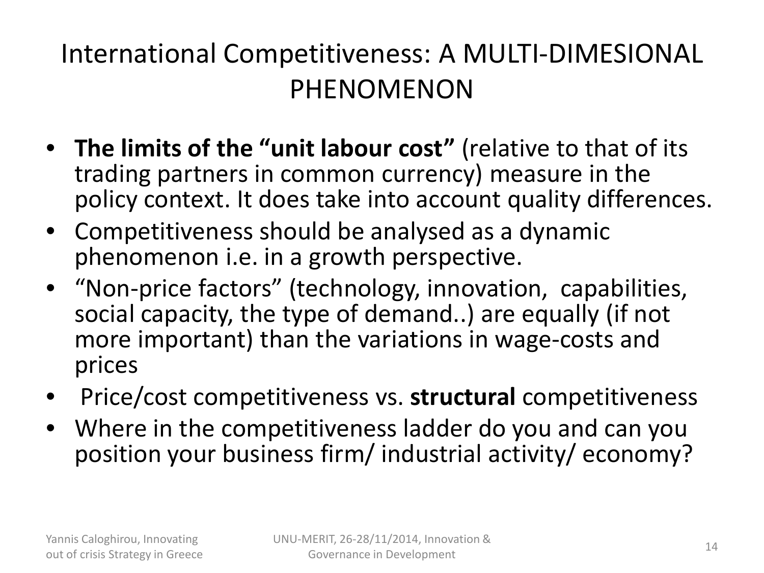# International Competitiveness: A MULTI-DIMESIONAL PHENOMENON

- **The limits of the "unit labour cost"** (relative to that of its trading partners in common currency) measure in the policy context. It does take into account quality differences.
- Competitiveness should be analysed as a dynamic phenomenon i.e. in a growth perspective.
- "Non-price factors" (technology, innovation, capabilities, social capacity, the type of demand..) are equally (if not more important) than the variations in wage-costs and prices
- Price/cost competitiveness vs. **structural** competitiveness
- Where in the competitiveness ladder do you and can you position your business firm/ industrial activity/ economy?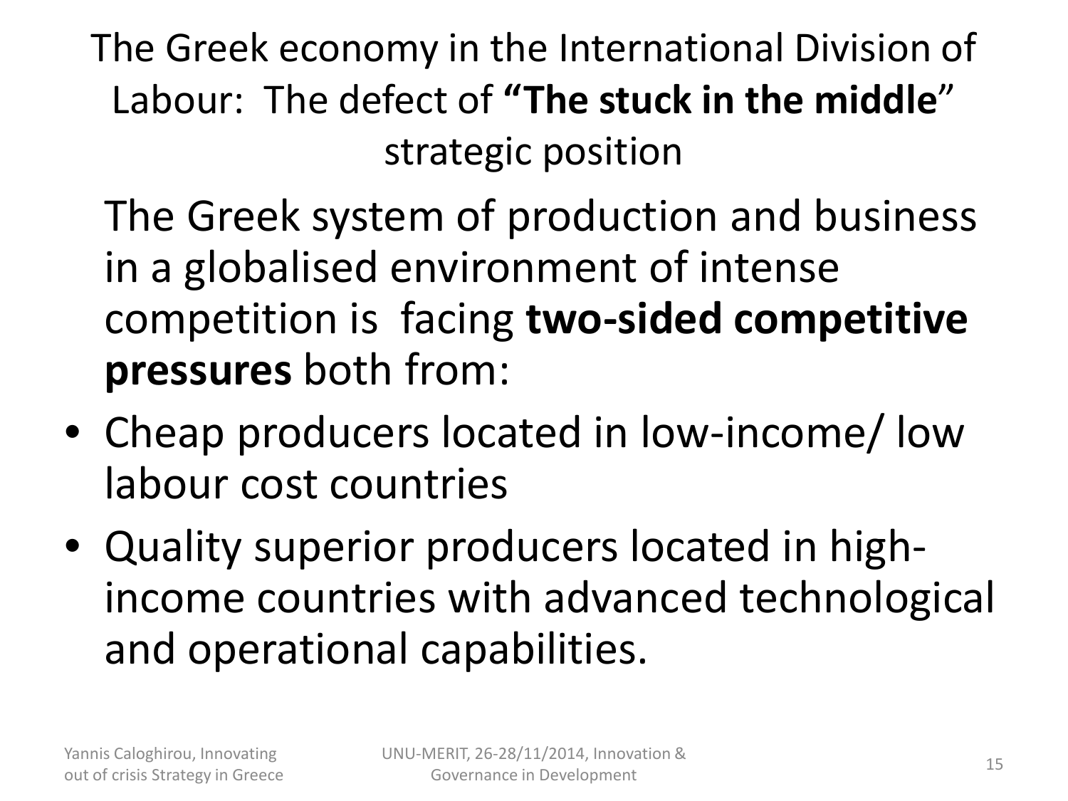# The Greek economy in the International Division of Labour: The defect of **"The stuck in the middle"** strategic position

The Greek system of production and business in a globalised environment of intense competition is facing **two-sided competitive pressures** both from:

- Cheap producers located in low-income/ low labour cost countries
- Quality superior producers located in high-income countries with advanced technological and operational capabilities.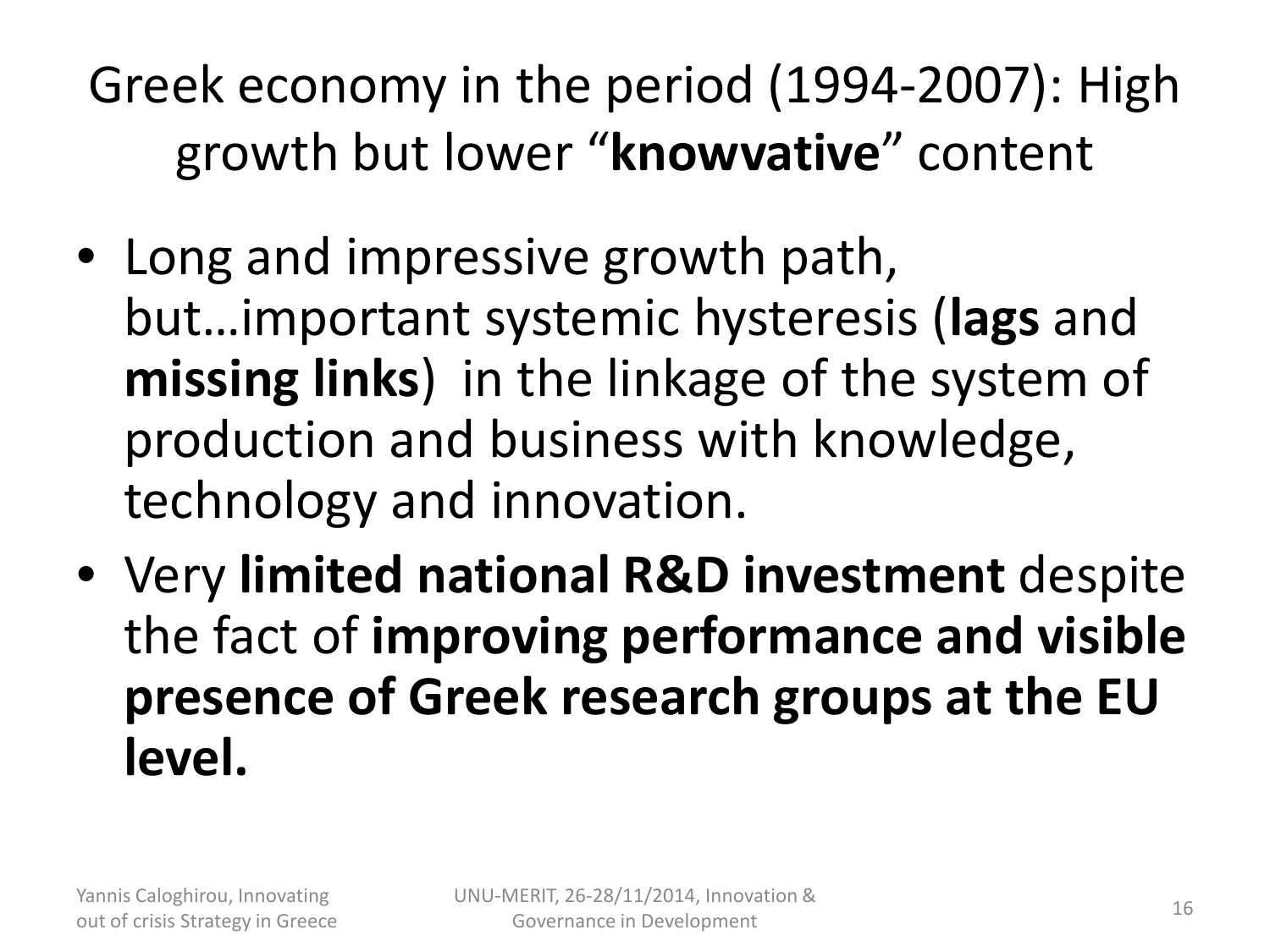# Greek economy in the period (1994-2007): High growth but lower "**knowvative**" content

- Long and impressive growth path, but…important systemic hysteresis (**lags** and **missing links**) in the linkage of the system of production and business with knowledge, technology and innovation.
- Very **limited national R&D investment** despite the fact of **improving performance and visible presence of Greek research groups at the EU level.**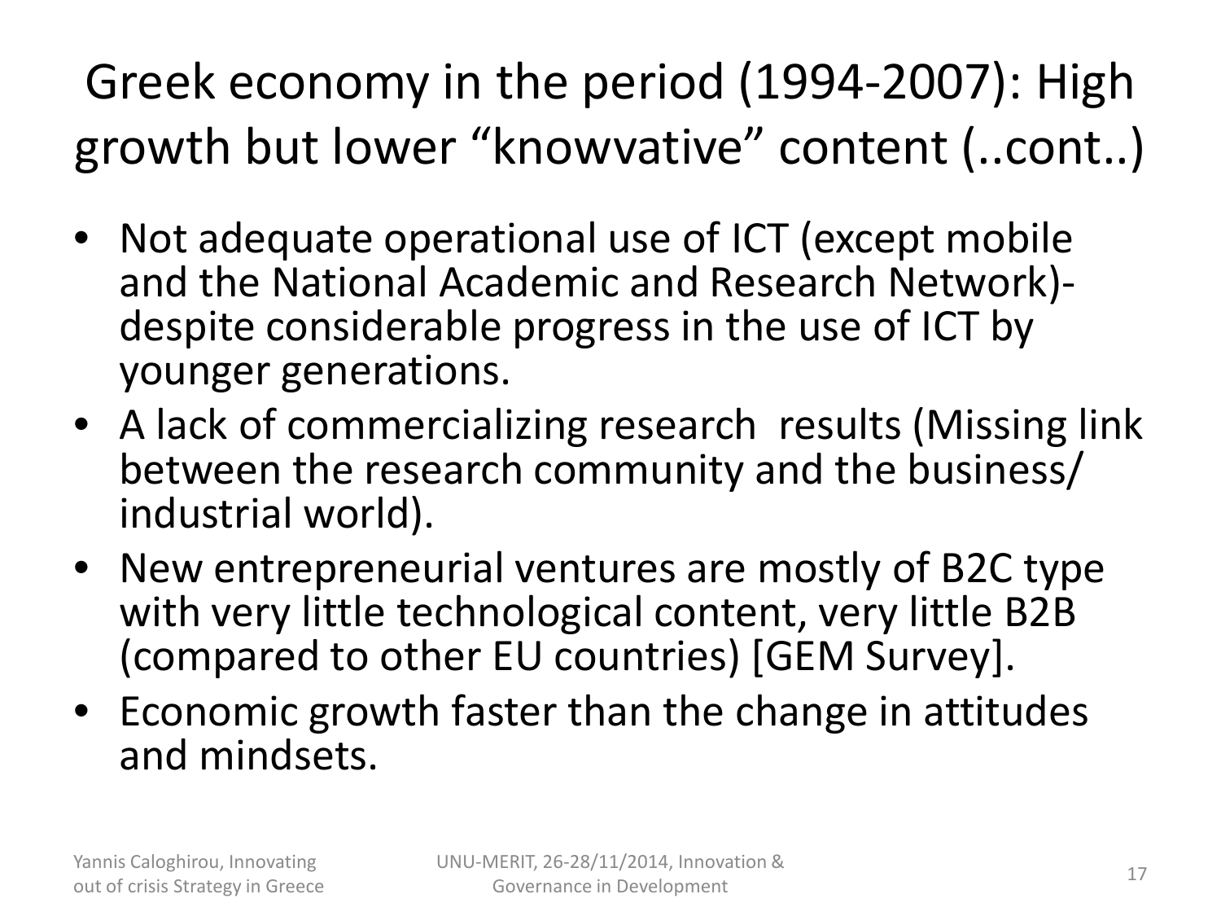# Greek economy in the period (1994-2007): High growth but lower "knowvative" content (..cont..)

- Not adequate operational use of ICT (except mobile and the National Academic and Research Network)- despite considerable progress in the use of ICT by younger generations.
- A lack of commercializing research results (Missing link between the research community and the business/ industrial world).
- New entrepreneurial ventures are mostly of B2C type with very little technological content, very little B2B (compared to other EU countries) [GEM Survey].
- Economic growth faster than the change in attitudes and mindsets.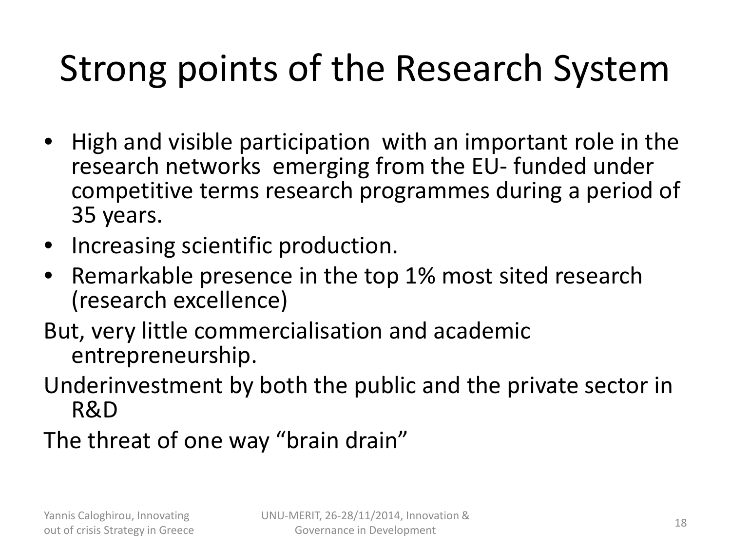# Strong points of the Research System

- High and visible participation with an important role in the research networks emerging from the EU- funded under competitive terms research programmes during a period of 35 years.
- Increasing scientific production.
- Remarkable presence in the top 1% most sited research (research excellence)

But, very little commercialisation and academic entrepreneurship.

Underinvestment by both the public and the private sector in R&D

The threat of one way “brain drain”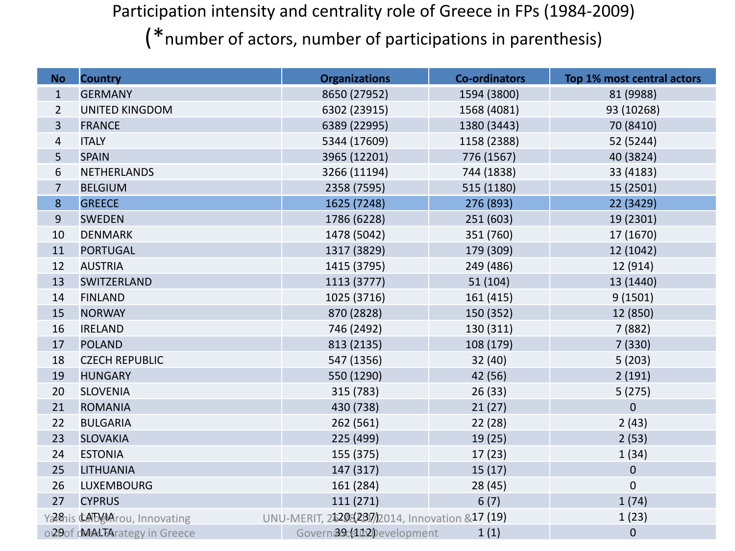# Participation intensity and centrality role of Greece in FPs (1984-2009)

(*number of actors, number of participations in parenthesis)

| No | Country | Organizations | Co-ordinators | Top 1% most central actors |
|---|---|---|---|---|
| 1 | GERMANY | 8650 (27952) | 1594 (3800) | 81 (9988) |
| 2 | UNITED KINGDOM | 6302 (23915) | 1568 (4081) | 93 (10268) |
| 3 | FRANCE | 6389 (22995) | 1380 (3443) | 70 (8410) |
| 4 | ITALY | 5344 (17609) | 1158 (2388) | 52 (5244) |
| 5 | SPAIN | 3965 (12201) | 776 (1567) | 40 (3824) |
| 6 | NETHERLANDS | 3266 (11194) | 744 (1838) | 33 (4183) |
| 7 | BELGIUM | 2358 (7595) | 515 (1180) | 15 (2501) |
| 8 | GREECE | 1625 (7248) | 276 (893) | 22 (3429) |
| 9 | SWEDEN | 1786 (6228) | 251 (603) | 19 (2301) |
| 10 | DENMARK | 1478 (5042) | 351 (760) | 17 (1670) |
| 11 | PORTUGAL | 1317 (3829) | 179 (309) | 12 (1042) |
| 12 | AUSTRIA | 1415 (3795) | 249 (486) | 12 (914) |
| 13 | SWITZERLAND | 1113 (3777) | 51 (104) | 13 (1440) |
| 14 | FINLAND | 1025 (3716) | 161 (415) | 9 (1501) |
| 15 | NORWAY | 870 (2828) | 150 (352) | 12 (850) |
| 16 | IRELAND | 746 (2492) | 130 (311) | 7 (882) |
| 17 | POLAND | 813 (2135) | 108 (179) | 7 (330) |
| 18 | CZECH REPUBLIC | 547 (1356) | 32 (40) | 5 (203) |
| 19 | HUNGARY | 550 (1290) | 42 (56) | 2 (191) |
| 20 | SLOVENIA | 315 (783) | 26 (33) | 5 (275) |
| 21 | ROMANIA | 430 (738) | 21 (27) | 0 |
| 22 | BULGARIA | 262 (561) | 22 (28) | 2 (43) |
| 23 | SLOVAKIA | 225 (499) | 19 (25) | 2 (53) |
| 24 | ESTONIA | 155 (375) | 17 (23) | 1 (34) |
| 25 | LITHUANIA | 147 (317) | 15 (17) | 0 |
| 26 | LUXEMBOURG | 161 (284) | 28 (45) | 0 |
| 27 | CYPRUS | 111 (271) | 6 (7) | 1 (74) |
| 28 | LATVIA | 120 (237) | 17 (19) | 1 (23) |
| 29 | MALTA | 39 (112) | 1 (1) | 0 |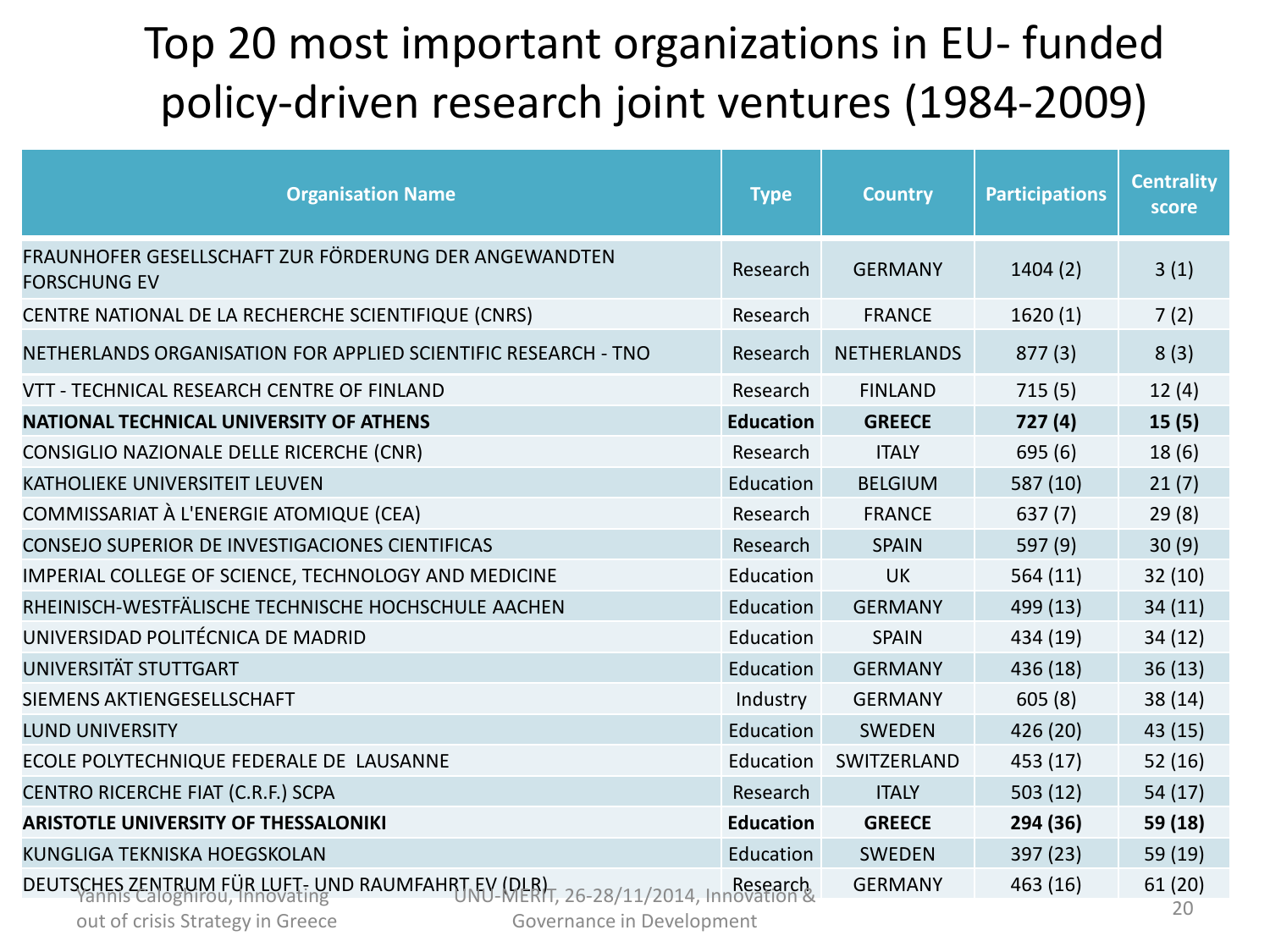# Top 20 most important organizations in EU- funded policy-driven research joint ventures (1984-2009)

| Organisation Name | Type | Country | Participations | Centrality score |
|---|---|---|---|---|
| FRAUNHOFER GESELLSCHAFT ZUR FÖRDERUNG DER ANGEWANDTEN FORSCHUNG EV | Research | GERMANY | 1404 (2) | 3 (1) |
| CENTRE NATIONAL DE LA RECHERCHE SCIENTIFIQUE (CNRS) | Research | FRANCE | 1620 (1) | 7 (2) |
| NETHERLANDS ORGANISATION FOR APPLIED SCIENTIFIC RESEARCH - TNO | Research | NETHERLANDS | 877 (3) | 8 (3) |
| VTT - TECHNICAL RESEARCH CENTRE OF FINLAND | Research | FINLAND | 715 (5) | 12 (4) |
| **NATIONAL TECHNICAL UNIVERSITY OF ATHENS** | **Education** | **GREECE** | **727 (4)** | **15 (5)** |
| CONSIGLIO NAZIONALE DELLE RICERCHE (CNR) | Research | ITALY | 695 (6) | 18 (6) |
| KATHOLIEKE UNIVERSITEIT LEUVEN | Education | BELGIUM | 587 (10) | 21 (7) |
| COMMISSARIAT À L'ENERGIE ATOMIQUE (CEA) | Research | FRANCE | 637 (7) | 29 (8) |
| CONSEJO SUPERIOR DE INVESTIGACIONES CIENTIFICAS | Research | SPAIN | 597 (9) | 30 (9) |
| IMPERIAL COLLEGE OF SCIENCE, TECHNOLOGY AND MEDICINE | Education | UK | 564 (11) | 32 (10) |
| RHEINISCH-WESTFÄLISCHE TECHNISCHE HOCHSCHULE AACHEN | Education | GERMANY | 499 (13) | 34 (11) |
| UNIVERSIDAD POLITÉCNICA DE MADRID | Education | SPAIN | 434 (19) | 34 (12) |
| UNIVERSITÄT STUTTGART | Education | GERMANY | 436 (18) | 36 (13) |
| SIEMENS AKTIENGESELLSCHAFT | Industry | GERMANY | 605 (8) | 38 (14) |
| LUND UNIVERSITY | Education | SWEDEN | 426 (20) | 43 (15) |
| ECOLE POLYTECHNIQUE FEDERALE DE LAUSANNE | Education | SWITZERLAND | 453 (17) | 52 (16) |
| CENTRO RICERCHE FIAT (C.R.F.) SCPA | Research | ITALY | 503 (12) | 54 (17) |
| **ARISTOTLE UNIVERSITY OF THESSALONIKI** | **Education** | **GREECE** | **294 (36)** | **59 (18)** |
| KUNGLIGA TEKNISKA HOEGSKOLAN | Education | SWEDEN | 397 (23) | 59 (19) |
| DEUTSCHES ZENTRUM FÜR LUFT- UND RAUMFAHRT EV (DLR) | Research | GERMANY | 463 (16) | 61 (20) |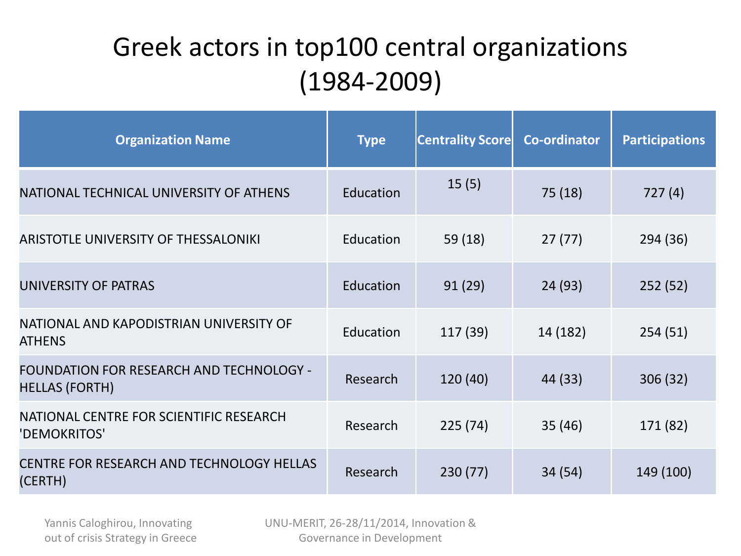# Greek actors in top100 central organizations (1984-2009)

| Organization Name | Type | Centrality Score | Co-ordinator | Participations |
|---|---|---|---|---|
| NATIONAL TECHNICAL UNIVERSITY OF ATHENS | Education | 15 (5) | 75 (18) | 727 (4) |
| ARISTOTLE UNIVERSITY OF THESSALONIKI | Education | 59 (18) | 27 (77) | 294 (36) |
| UNIVERSITY OF PATRAS | Education | 91 (29) | 24 (93) | 252 (52) |
| NATIONAL AND KAPODISTRIAN UNIVERSITY OF ATHENS | Education | 117 (39) | 14 (182) | 254 (51) |
| FOUNDATION FOR RESEARCH AND TECHNOLOGY - HELLAS (FORTH) | Research | 120 (40) | 44 (33) | 306 (32) |
| NATIONAL CENTRE FOR SCIENTIFIC RESEARCH 'DEMOKRITOS' | Research | 225 (74) | 35 (46) | 171 (82) |
| CENTRE FOR RESEARCH AND TECHNOLOGY HELLAS (CERTH) | Research | 230 (77) | 34 (54) | 149 (100) |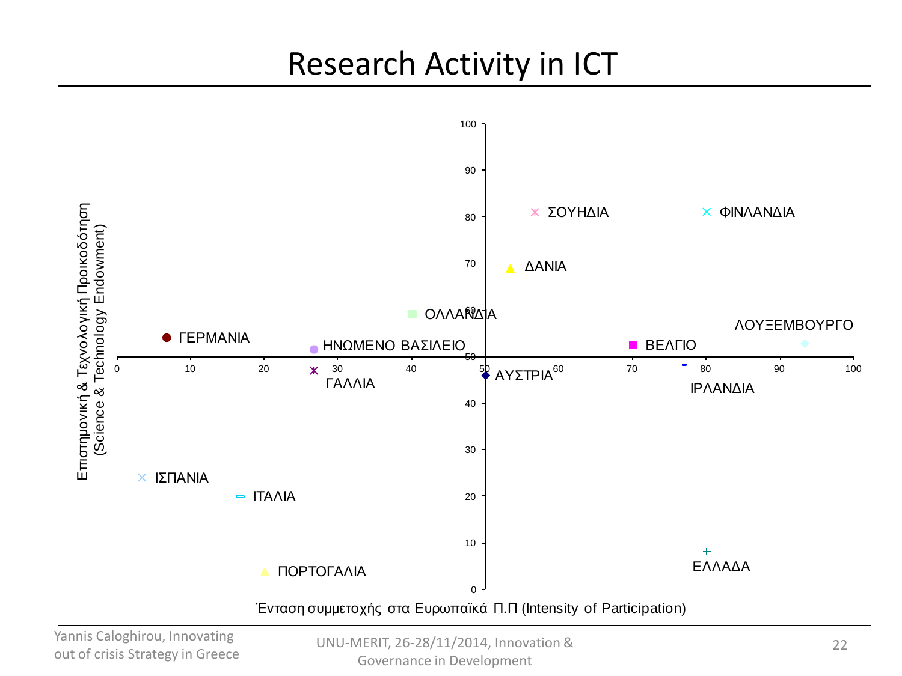# Research Activity in ICT

Επιστημονική & Τεχνολογική Προικοδότηση (Science & Technology Endowment)

Ένταση συμμετοχής στα Ευρωπαϊκά Π.Π (Intensity of Participation)

| Χώρα | Intensity of Participation (approx.) | Science & Technology Endowment (approx.) |
|---|---|---|
| ΣΟΥΗΔΙΑ | 57 | 81 |
| ΦΙΝΛΑΝΔΙΑ | 80 | 81 |
| ΔΑΝΙΑ | 53 | 69 |
| ΟΛΛΑΝΔΙΑ | 40 | 59 |
| ΓΕΡΜΑΝΙΑ | 7 | 54 |
| ΗΝΩΜΕΝΟ ΒΑΣΙΛΕΙΟ | 27 | 52 |
| ΛΟΥΞΕΜΒΟΥΡΓΟ | 93 | 53 |
| ΒΕΛΓΙΟ | 70 | 53 |
| ΓΑΛΛΙΑ | 27 | 47 |
| ΑΥΣΤΡΙΑ | 50 | 46 |
| ΙΡΛΑΝΔΙΑ | 77 | 48 |
| ΙΣΠΑΝΙΑ | 3 | 24 |
| ΙΤΑΛΙΑ | 17 | 20 |
| ΕΛΛΑΔΑ | 80 | 8 |
| ΠΟΡΤΟΓΑΛΙΑ | 20 | 4 |

Yannis Caloghirou, Innovating out of crisis Strategy in Greece

UNU-MERIT, 26-28/11/2014, Innovation & Governance in Development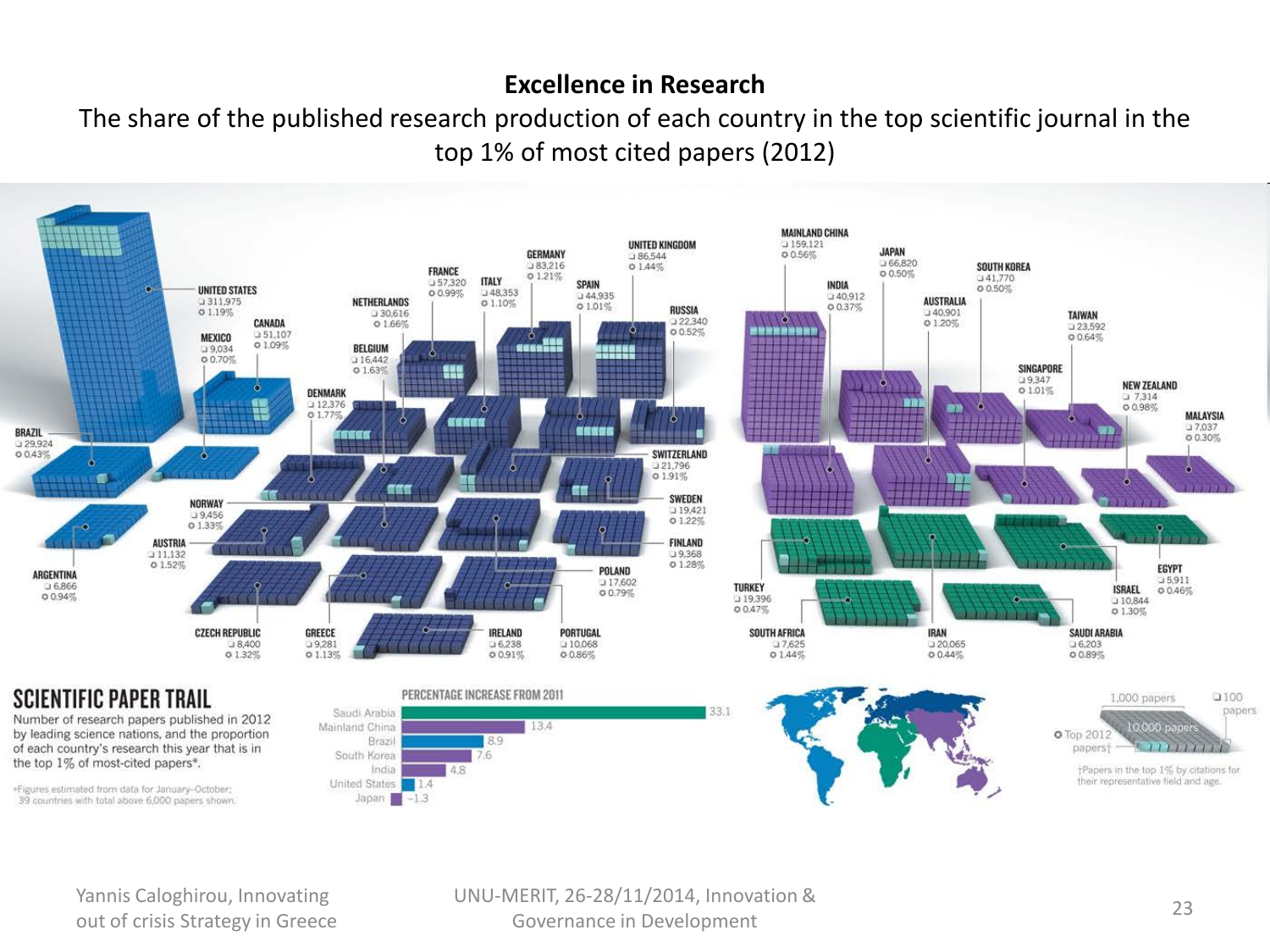**Excellence in Research**

The share of the published research production of each country in the top scientific journal in the top 1% of most cited papers (2012)

| Country | Papers | Top 2012 papers |
| --- | --- | --- |
| United States | 311,975 | 1.19% |
| Canada | 51,107 | 1.09% |
| Mexico | 9,034 | 0.70% |
| Brazil | 29,924 | 0.43% |
| Argentina | 6,866 | 0.94% |
| Norway | 9,456 | 1.33% |
| Austria | 11,132 | 1.52% |
| Czech Republic | 8,400 | 1.32% |
| Greece | 9,281 | 1.13% |
| Denmark | 12,376 | 1.77% |
| Belgium | 16,442 | 1.63% |
| Netherlands | 30,616 | 1.66% |
| France | 57,320 | 0.99% |
| Italy | 48,353 | 1.10% |
| Germany | 83,216 | 1.21% |
| Spain | 44,935 | 1.01% |
| United Kingdom | 86,544 | 1.44% |
| Russia | 22,340 | 0.52% |
| Switzerland | 21,796 | 1.91% |
| Sweden | 19,421 | 1.22% |
| Finland | 9,368 | 1.28% |
| Poland | 17,602 | 0.79% |
| Ireland | 6,238 | 0.91% |
| Portugal | 10,068 | 0.86% |
| Mainland China | 159,121 | 0.56% |
| India | 40,912 | 0.37% |
| Japan | 66,820 | 0.50% |
| Australia | 40,901 | 1.20% |
| South Korea | 41,770 | 0.50% |
| Taiwan | 23,592 | 0.64% |
| Singapore | 9,347 | 1.01% |
| New Zealand | 7,314 | 0.98% |
| Malaysia | 7,037 | 0.30% |
| Turkey | 19,396 | 0.47% |
| South Africa | 7,625 | 1.44% |
| Iran | 20,065 | 0.44% |
| Israel | 10,844 | 1.30% |
| Egypt | 5,911 | 0.46% |
| Saudi Arabia | 6,203 | 0.89% |

## SCIENTIFIC PAPER TRAIL

Number of research papers published in 2012 by leading science nations, and the proportion of each country's research this year that is in the top 1% of most-cited papers*.

*Figures estimated from data for January–October; 39 countries with total above 6,000 papers shown.

**PERCENTAGE INCREASE FROM 2011**

| Country | % increase |
| --- | --- |
| Saudi Arabia | 33.1 |
| Mainland China | 13.4 |
| Brazil | 8.9 |
| South Korea | 7.6 |
| India | 4.8 |
| United States | 1.4 |
| Japan | −1.3 |

1,000 papers; 100 papers; 10,000 papers; Top 2012 papers†

†Papers in the top 1% by citations for their representative field and age.

Yannis Caloghirou, Innovating out of crisis Strategy in Greece

UNU-MERIT, 26-28/11/2014, Innovation & Governance in Development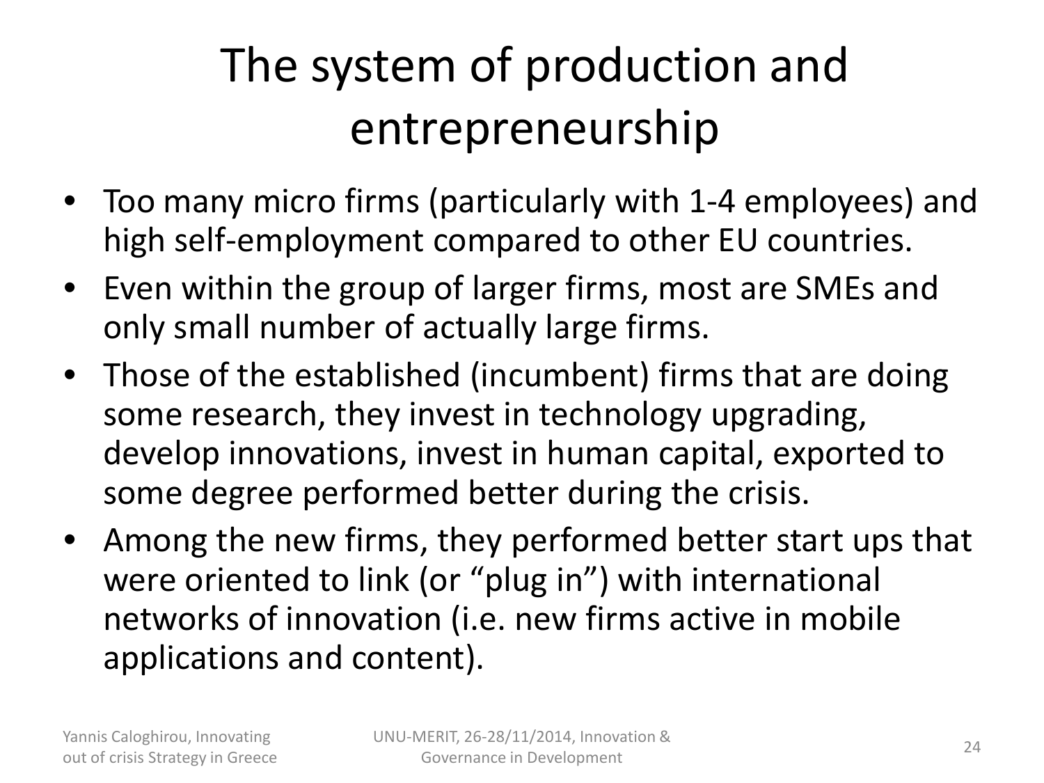# The system of production and entrepreneurship

- Too many micro firms (particularly with 1-4 employees) and high self-employment compared to other EU countries.
- Even within the group of larger firms, most are SMEs and only small number of actually large firms.
- Those of the established (incumbent) firms that are doing some research, they invest in technology upgrading, develop innovations, invest in human capital, exported to some degree performed better during the crisis.
- Among the new firms, they performed better start ups that were oriented to link (or "plug in") with international networks of innovation (i.e. new firms active in mobile applications and content).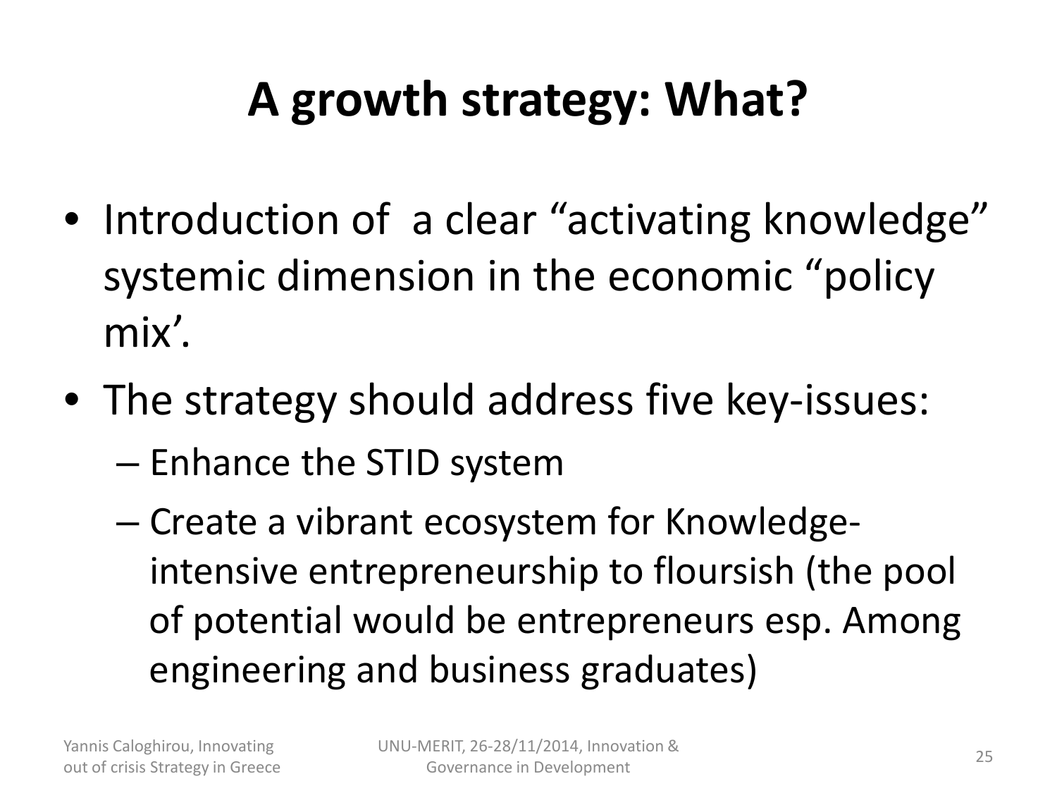# A growth strategy: What?

- Introduction of a clear “activating knowledge” systemic dimension in the economic “policy mix’.
- The strategy should address five key-issues:
  - Enhance the STID system
  - Create a vibrant ecosystem for Knowledge-intensive entrepreneurship to floursish (the pool of potential would be entrepreneurs esp. Among engineering and business graduates)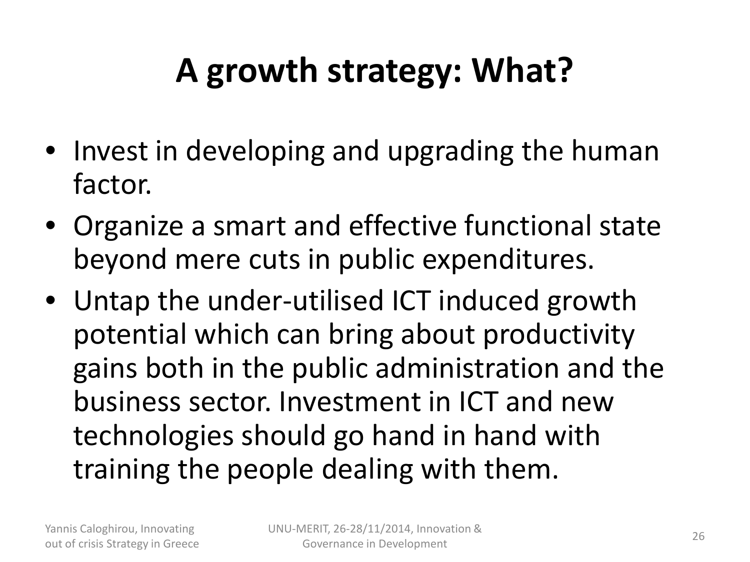# A growth strategy: What?

- Invest in developing and upgrading the human factor.
- Organize a smart and effective functional state beyond mere cuts in public expenditures.
- Untap the under-utilised ICT induced growth potential which can bring about productivity gains both in the public administration and the business sector. Investment in ICT and new technologies should go hand in hand with training the people dealing with them.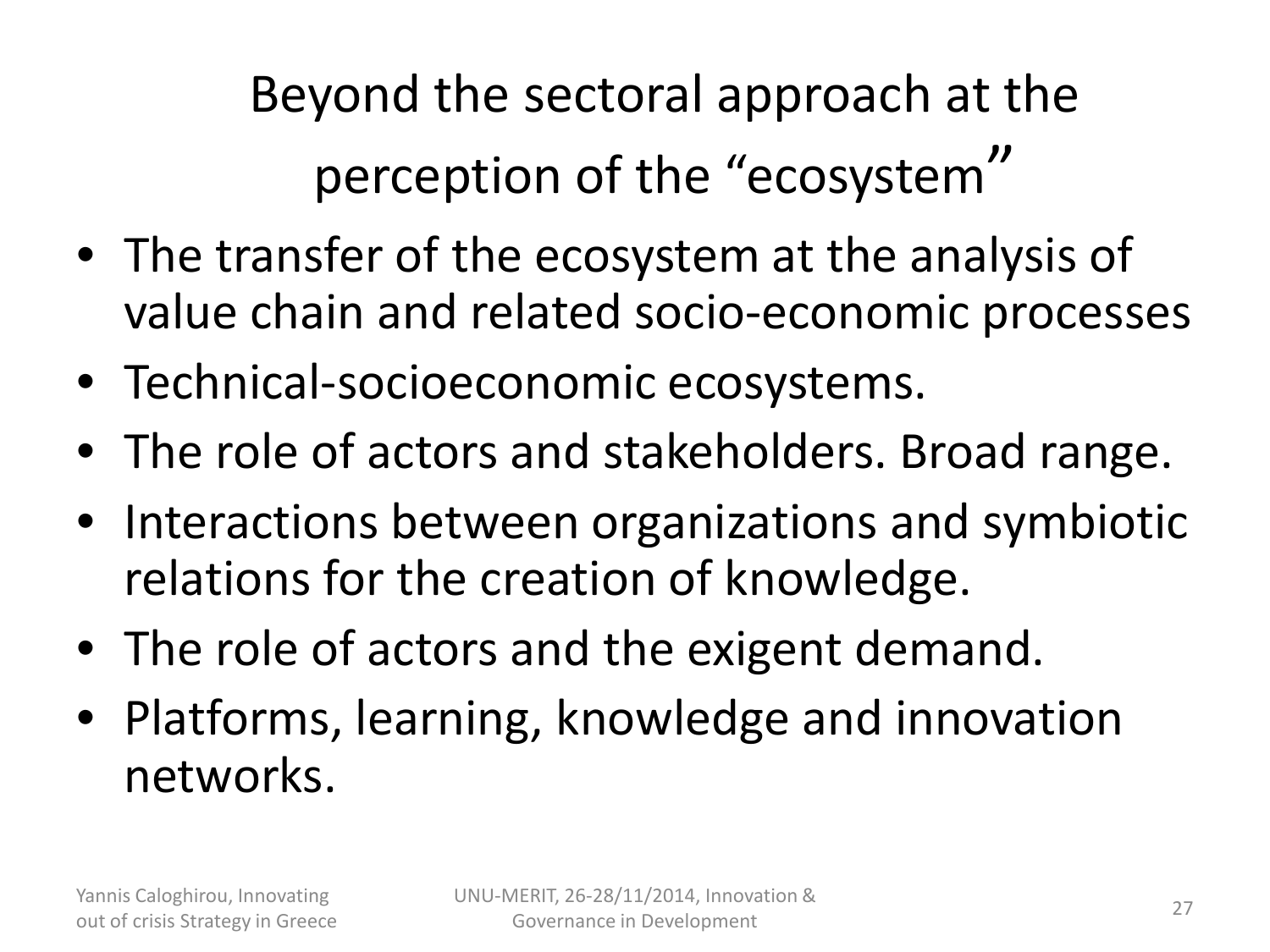# Beyond the sectoral approach at the perception of the "ecosystem"

- The transfer of the ecosystem at the analysis of value chain and related socio-economic processes
- Technical-socioeconomic ecosystems.
- The role of actors and stakeholders. Broad range.
- Interactions between organizations and symbiotic relations for the creation of knowledge.
- The role of actors and the exigent demand.
- Platforms, learning, knowledge and innovation networks.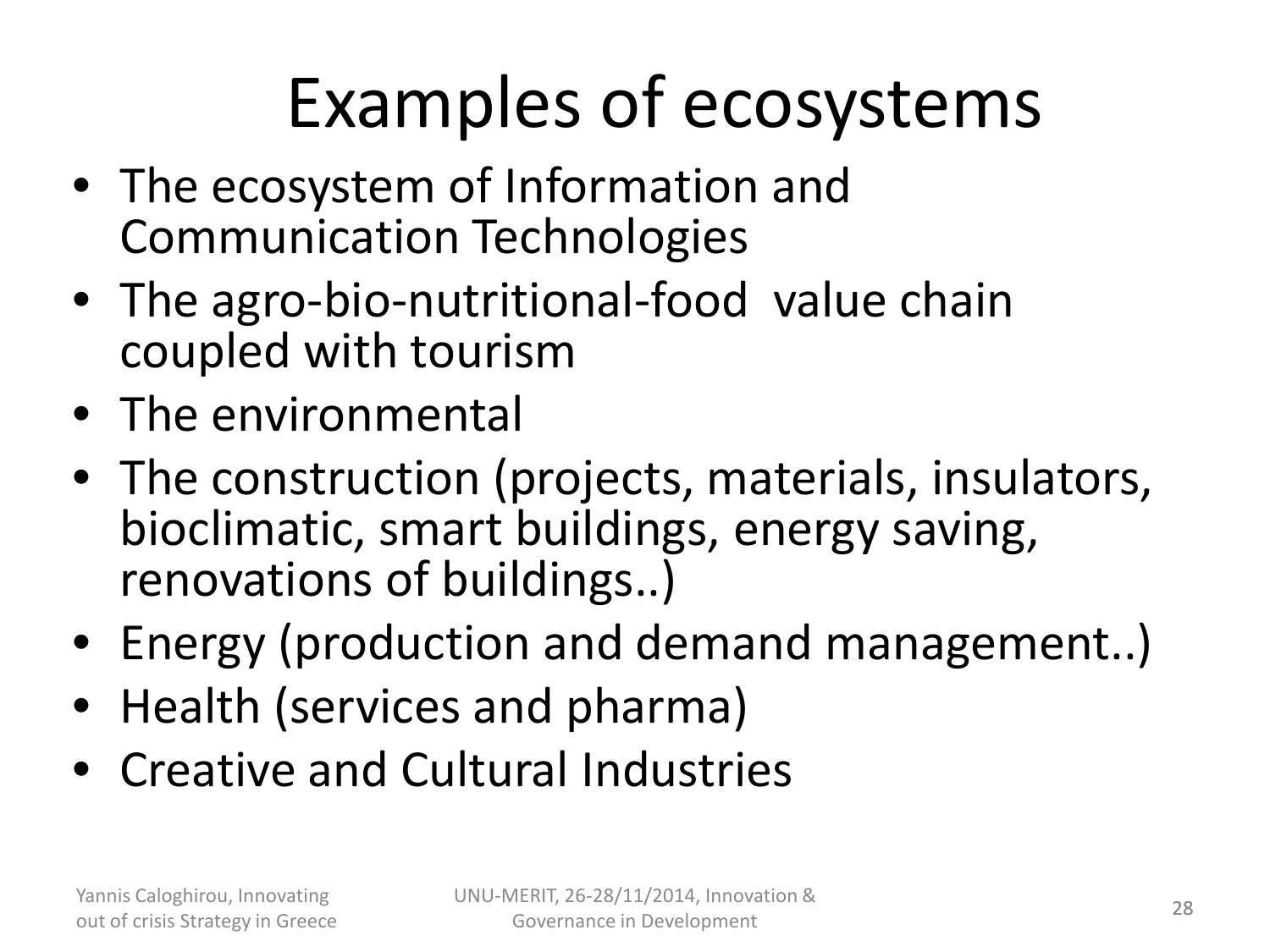# Examples of ecosystems

- The ecosystem of Information and Communication Technologies
- The agro-bio-nutritional-food value chain coupled with tourism
- The environmental
- The construction (projects, materials, insulators, bioclimatic, smart buildings, energy saving, renovations of buildings..)
- Energy (production and demand management..)
- Health (services and pharma)
- Creative and Cultural Industries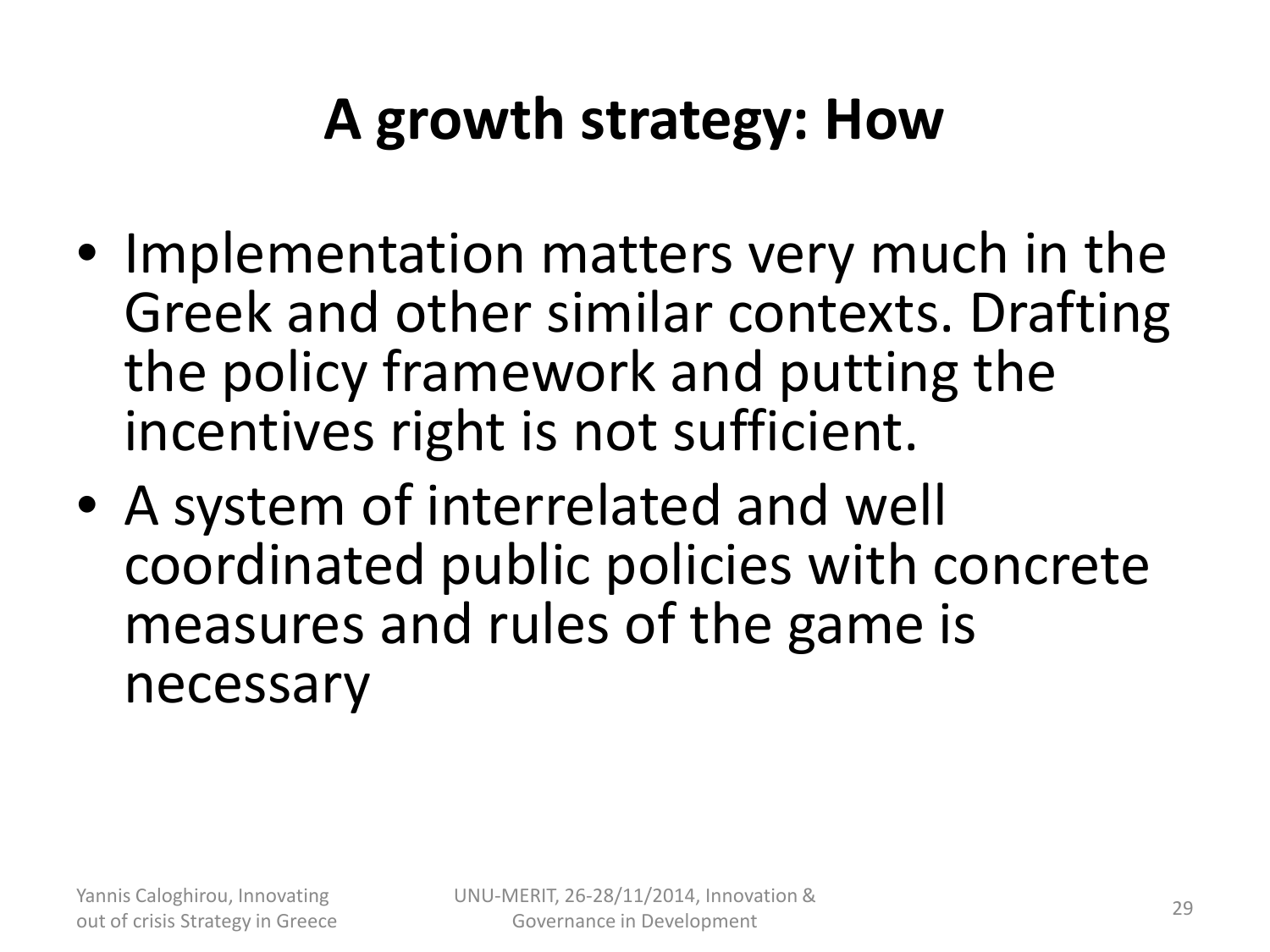# A growth strategy: How

- Implementation matters very much in the Greek and other similar contexts. Drafting the policy framework and putting the incentives right is not sufficient.
- A system of interrelated and well coordinated public policies with concrete measures and rules of the game is necessary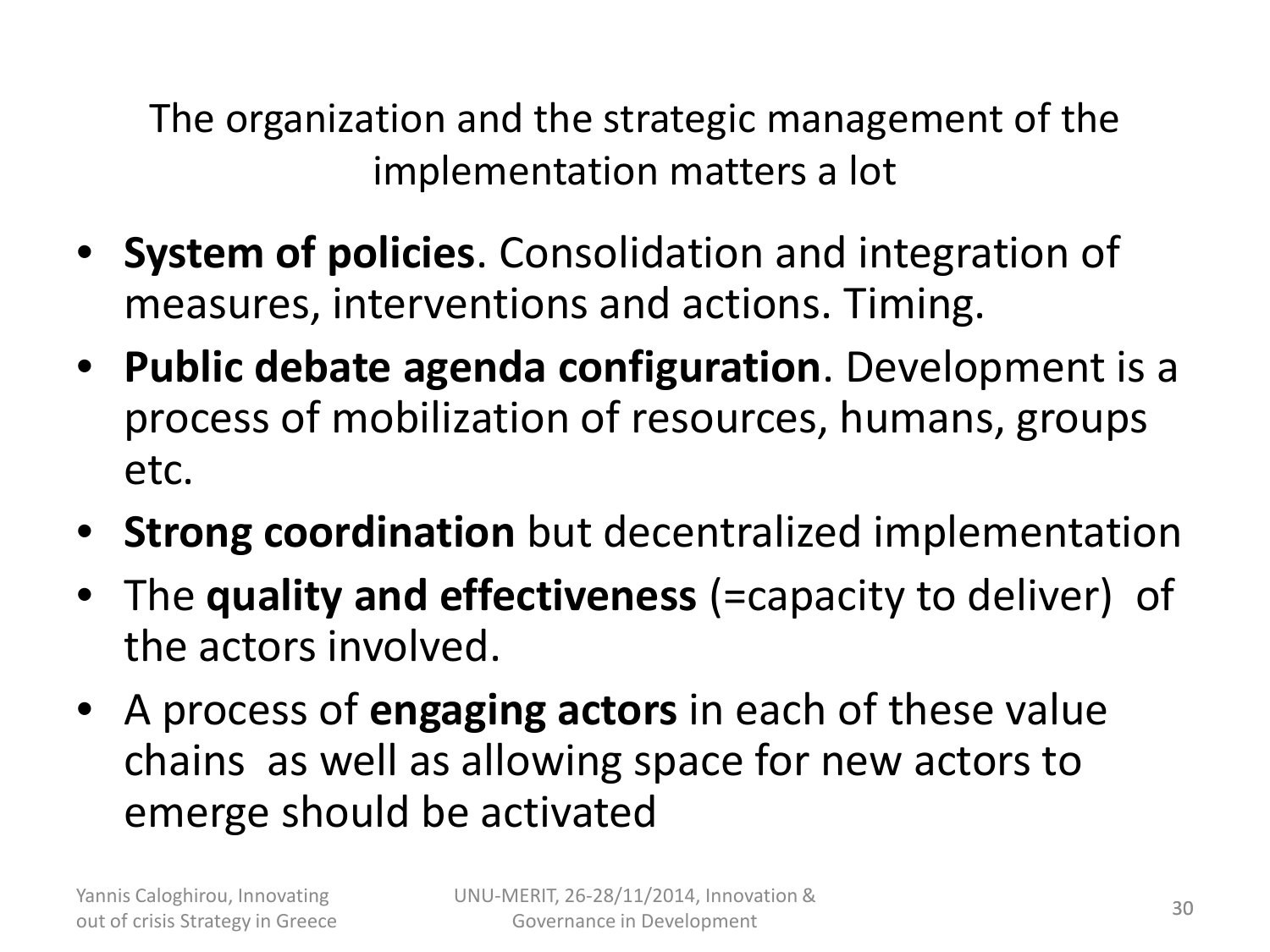## The organization and the strategic management of the implementation matters a lot

- **System of policies**. Consolidation and integration of measures, interventions and actions. Timing.
- **Public debate agenda configuration**. Development is a process of mobilization of resources, humans, groups etc.
- **Strong coordination** but decentralized implementation
- The **quality and effectiveness** (=capacity to deliver) of the actors involved.
- A process of **engaging actors** in each of these value chains as well as allowing space for new actors to emerge should be activated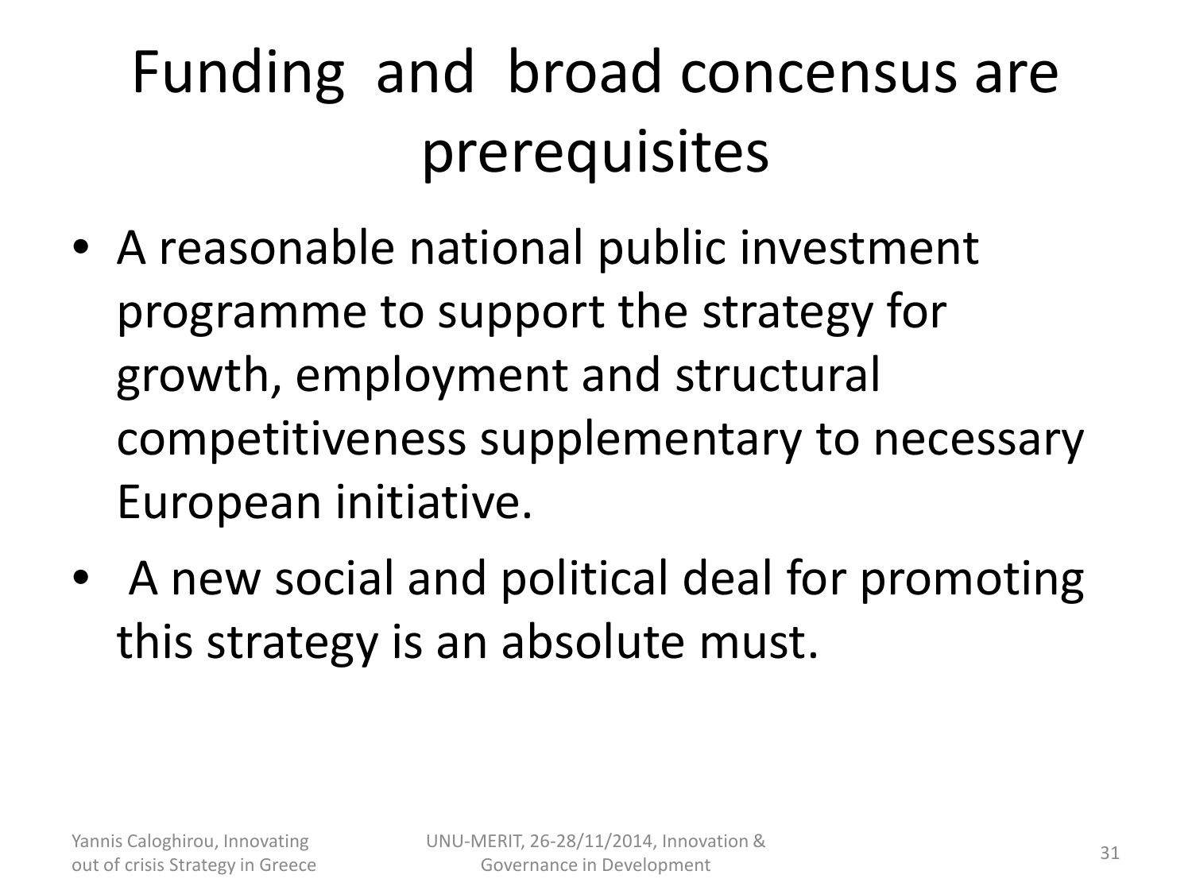# Funding and broad concensus are prerequisites

- A reasonable national public investment programme to support the strategy for growth, employment and structural competitiveness supplementary to necessary European initiative.
- A new social and political deal for promoting this strategy is an absolute must.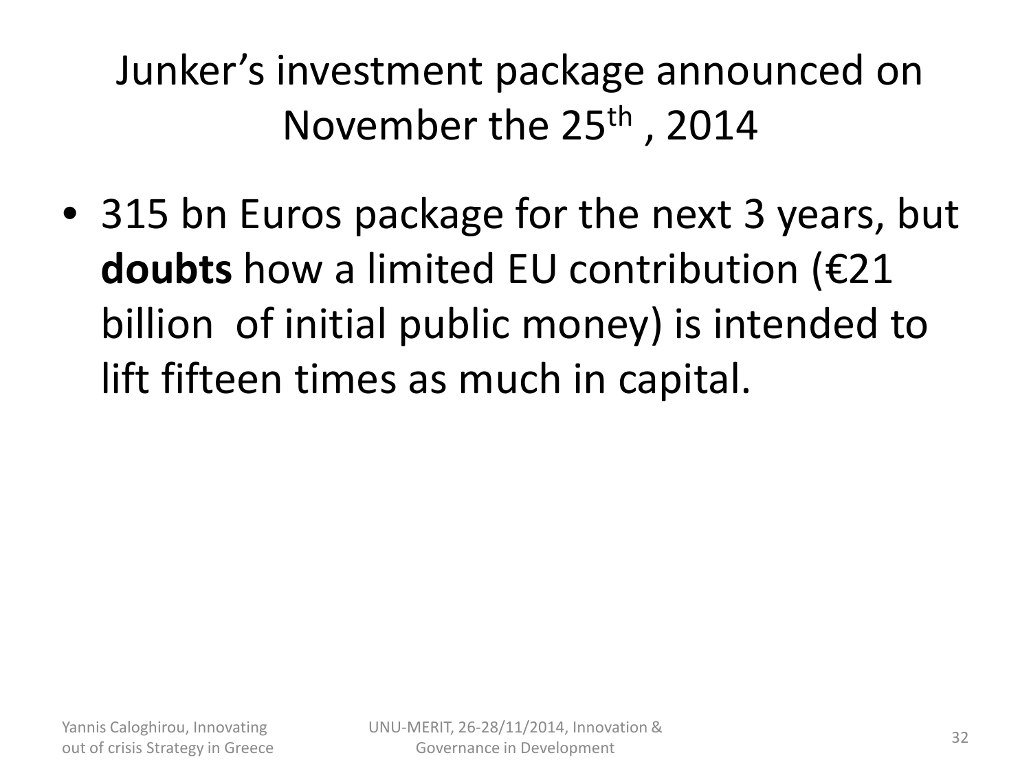# Junker's investment package announced on November the 25th , 2014

- 315 bn Euros package for the next 3 years, but **doubts** how a limited EU contribution (€21 billion of initial public money) is intended to lift fifteen times as much in capital.